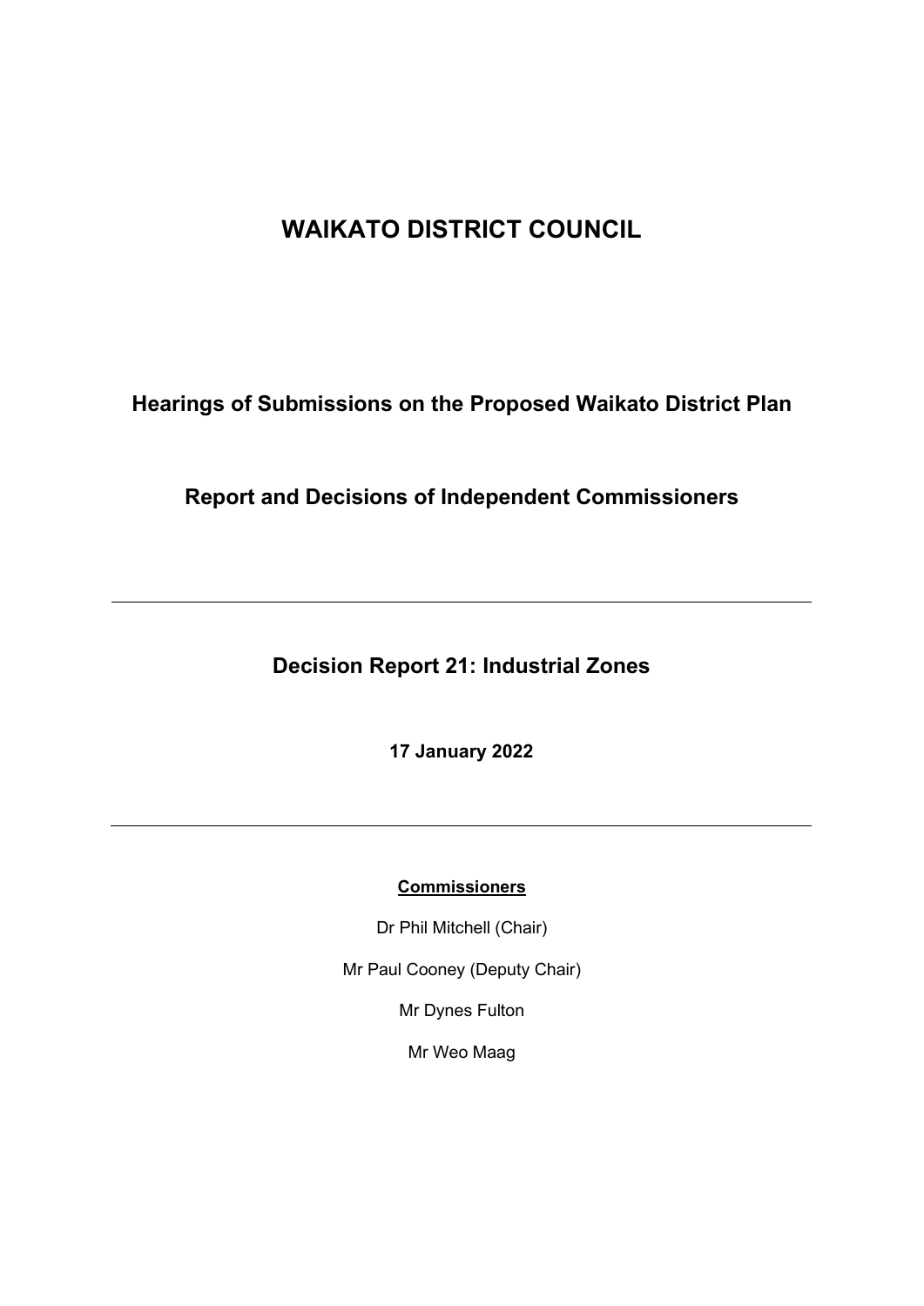# WAIKATO DISTRICT COUNCIL

## Hearings of Submissions on the Proposed Waikato District Plan

## Report and Decisions of Independent Commissioners

---

## Decision Report 21: Industrial Zones

**17 January 2022**

---

**Commissioners**

Dr Phil Mitchell (Chair)

Mr Paul Cooney (Deputy Chair)

Mr Dynes Fulton

Mr Weo Maag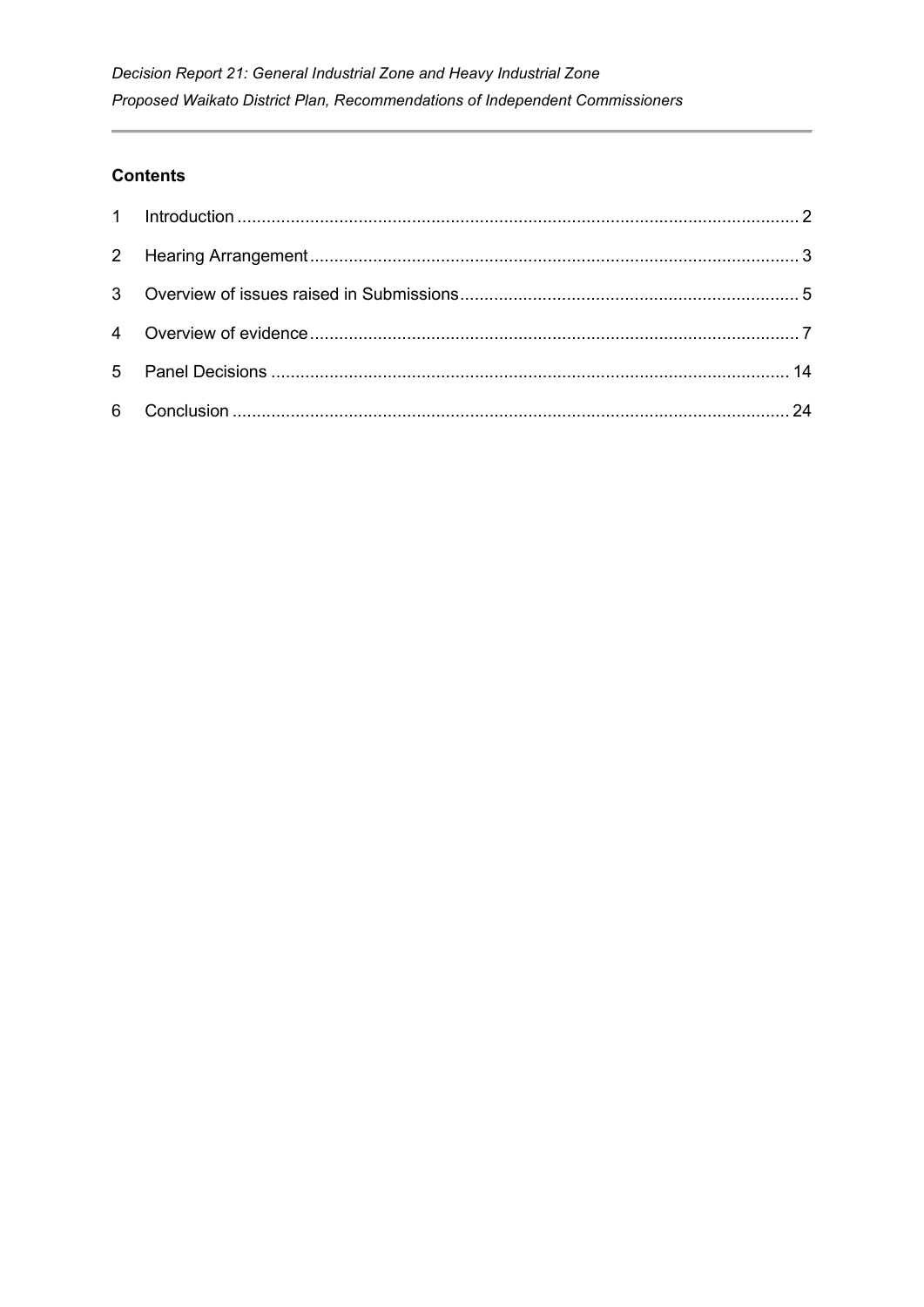## Contents

1 Introduction ..... 2

2 Hearing Arrangement ..... 3

3 Overview of issues raised in Submissions ..... 5

4 Overview of evidence ..... 7

5 Panel Decisions ..... 14

6 Conclusion ..... 24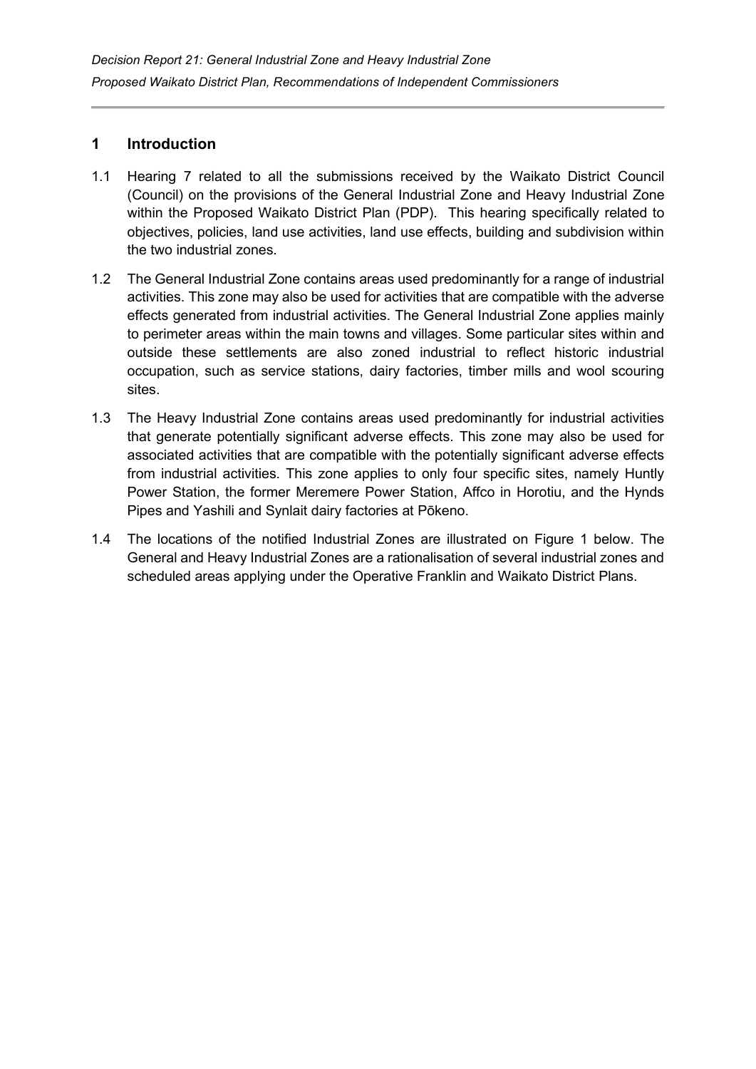## 1 Introduction

1.1 Hearing 7 related to all the submissions received by the Waikato District Council (Council) on the provisions of the General Industrial Zone and Heavy Industrial Zone within the Proposed Waikato District Plan (PDP). This hearing specifically related to objectives, policies, land use activities, land use effects, building and subdivision within the two industrial zones.

1.2 The General Industrial Zone contains areas used predominantly for a range of industrial activities. This zone may also be used for activities that are compatible with the adverse effects generated from industrial activities. The General Industrial Zone applies mainly to perimeter areas within the main towns and villages. Some particular sites within and outside these settlements are also zoned industrial to reflect historic industrial occupation, such as service stations, dairy factories, timber mills and wool scouring sites.

1.3 The Heavy Industrial Zone contains areas used predominantly for industrial activities that generate potentially significant adverse effects. This zone may also be used for associated activities that are compatible with the potentially significant adverse effects from industrial activities. This zone applies to only four specific sites, namely Huntly Power Station, the former Meremere Power Station, Affco in Horotiu, and the Hynds Pipes and Yashili and Synlait dairy factories at Pōkeno.

1.4 The locations of the notified Industrial Zones are illustrated on Figure 1 below. The General and Heavy Industrial Zones are a rationalisation of several industrial zones and scheduled areas applying under the Operative Franklin and Waikato District Plans.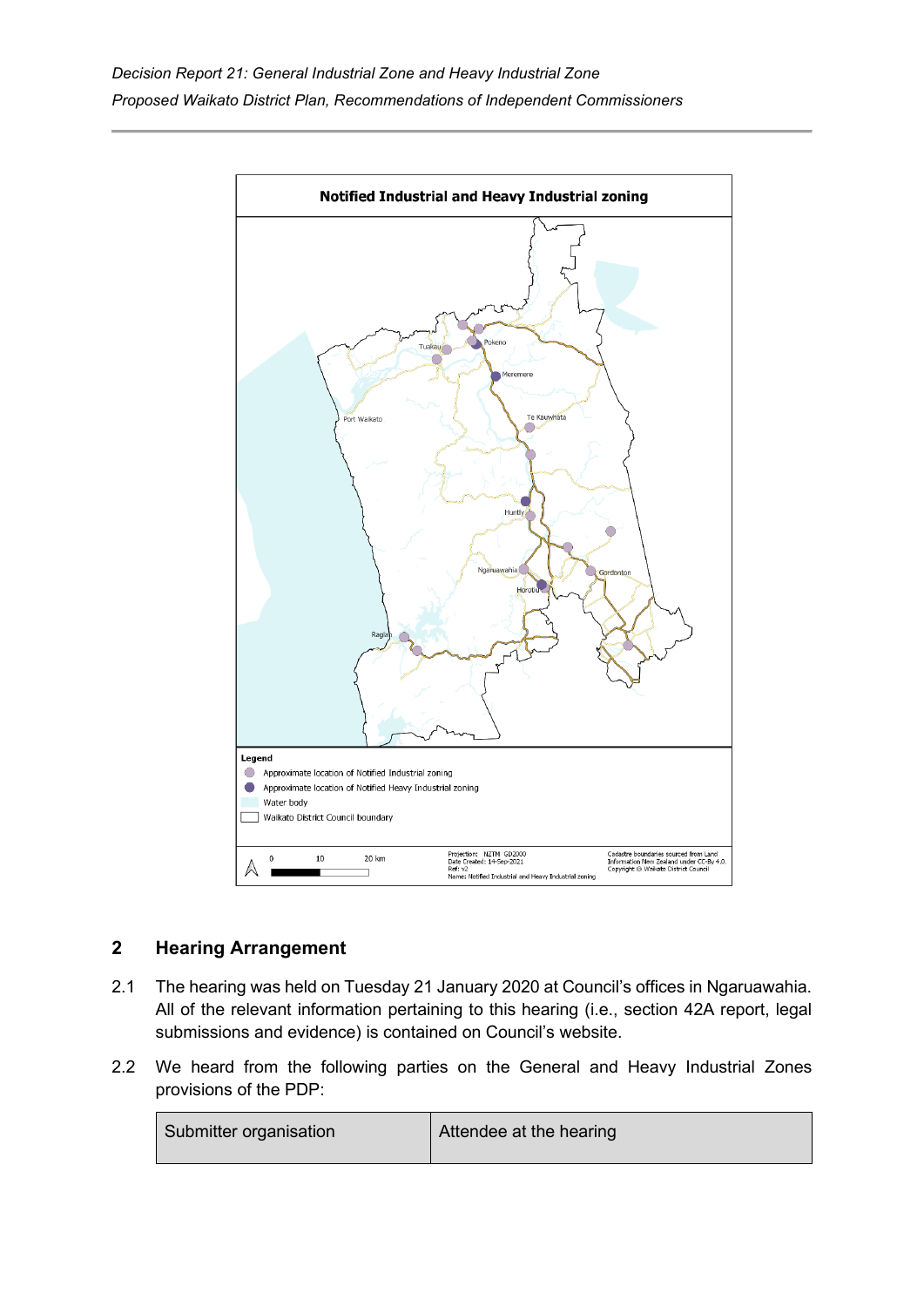**Notified Industrial and Heavy Industrial zoning**

Legend

- Approximate location of Notified Industrial zoning
- Approximate location of Notified Heavy Industrial zoning
- Water body
- Waikato District Council boundary

## 2 Hearing Arrangement

2.1 The hearing was held on Tuesday 21 January 2020 at Council's offices in Ngaruawahia. All of the relevant information pertaining to this hearing (i.e., section 42A report, legal submissions and evidence) is contained on Council's website.

2.2 We heard from the following parties on the General and Heavy Industrial Zones provisions of the PDP:

| Submitter organisation | Attendee at the hearing |
| --- | --- |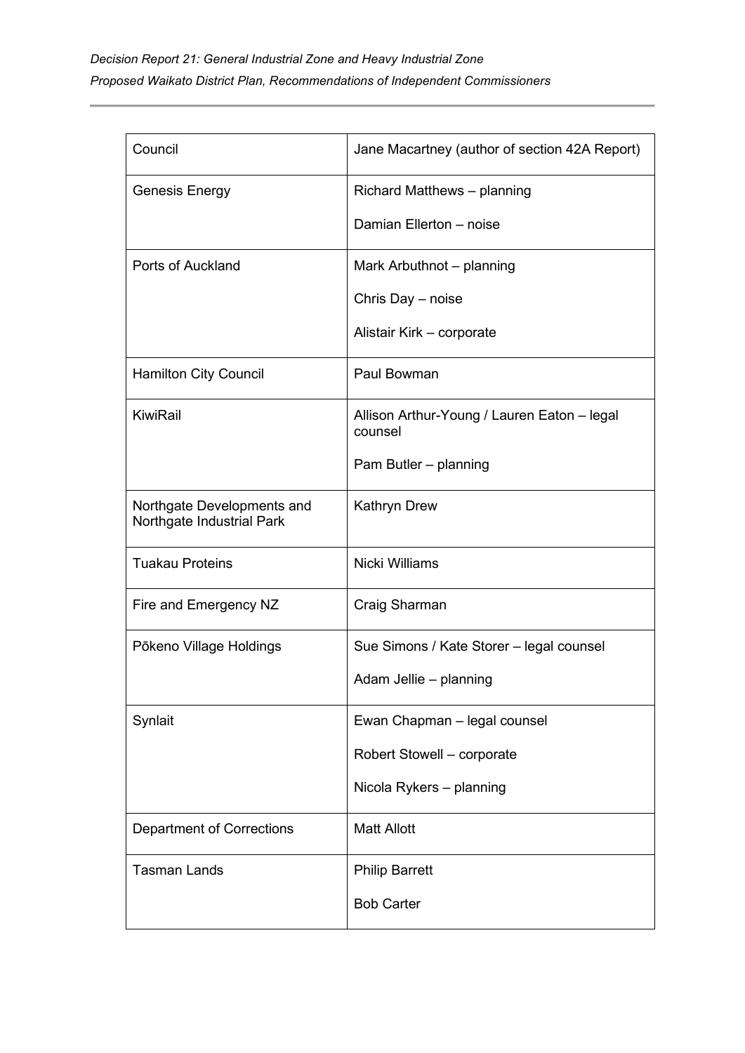| | |
|---|---|
| Council | Jane Macartney (author of section 42A Report) |
| Genesis Energy | Richard Matthews – planning<br><br>Damian Ellerton – noise |
| Ports of Auckland | Mark Arbuthnot – planning<br><br>Chris Day – noise<br><br>Alistair Kirk – corporate |
| Hamilton City Council | Paul Bowman |
| KiwiRail | Allison Arthur-Young / Lauren Eaton – legal counsel<br><br>Pam Butler – planning |
| Northgate Developments and Northgate Industrial Park | Kathryn Drew |
| Tuakau Proteins | Nicki Williams |
| Fire and Emergency NZ | Craig Sharman |
| Pōkeno Village Holdings | Sue Simons / Kate Storer – legal counsel<br><br>Adam Jellie – planning |
| Synlait | Ewan Chapman – legal counsel<br><br>Robert Stowell – corporate<br><br>Nicola Rykers – planning |
| Department of Corrections | Matt Allott |
| Tasman Lands | Philip Barrett<br><br>Bob Carter |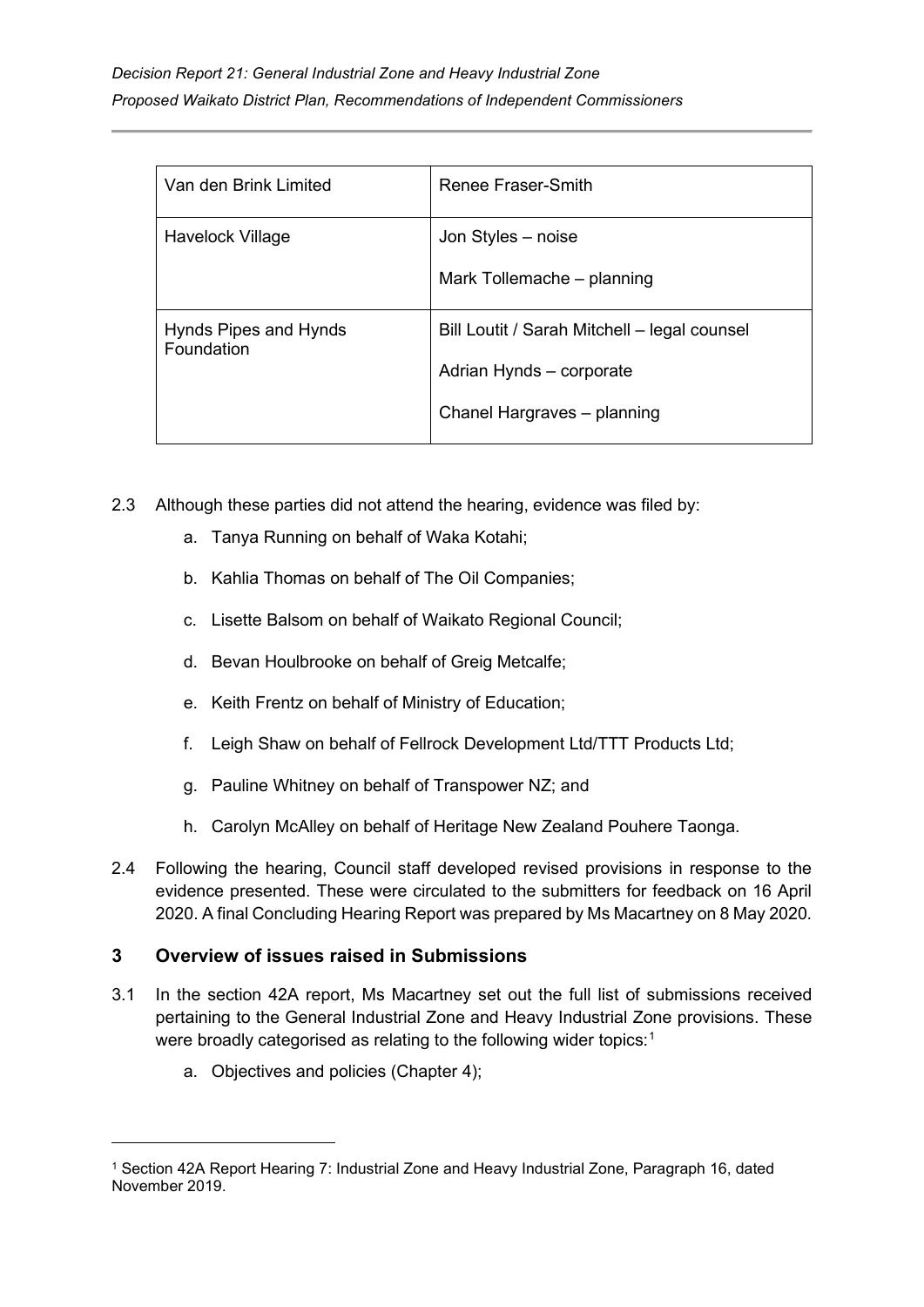| Van den Brink Limited | Renee Fraser-Smith |
|---|---|
| Havelock Village | Jon Styles – noise<br><br>Mark Tollemache – planning |
| Hynds Pipes and Hynds Foundation | Bill Loutit / Sarah Mitchell – legal counsel<br><br>Adrian Hynds – corporate<br><br>Chanel Hargraves – planning |

2.3 Although these parties did not attend the hearing, evidence was filed by:

a. Tanya Running on behalf of Waka Kotahi;

b. Kahlia Thomas on behalf of The Oil Companies;

c. Lisette Balsom on behalf of Waikato Regional Council;

d. Bevan Houlbrooke on behalf of Greig Metcalfe;

e. Keith Frentz on behalf of Ministry of Education;

f. Leigh Shaw on behalf of Fellrock Development Ltd/TTT Products Ltd;

g. Pauline Whitney on behalf of Transpower NZ; and

h. Carolyn McAlley on behalf of Heritage New Zealand Pouhere Taonga.

2.4 Following the hearing, Council staff developed revised provisions in response to the evidence presented. These were circulated to the submitters for feedback on 16 April 2020. A final Concluding Hearing Report was prepared by Ms Macartney on 8 May 2020.

## 3 Overview of issues raised in Submissions

3.1 In the section 42A report, Ms Macartney set out the full list of submissions received pertaining to the General Industrial Zone and Heavy Industrial Zone provisions. These were broadly categorised as relating to the following wider topics:[1]

a. Objectives and policies (Chapter 4);

[1] Section 42A Report Hearing 7: Industrial Zone and Heavy Industrial Zone, Paragraph 16, dated November 2019.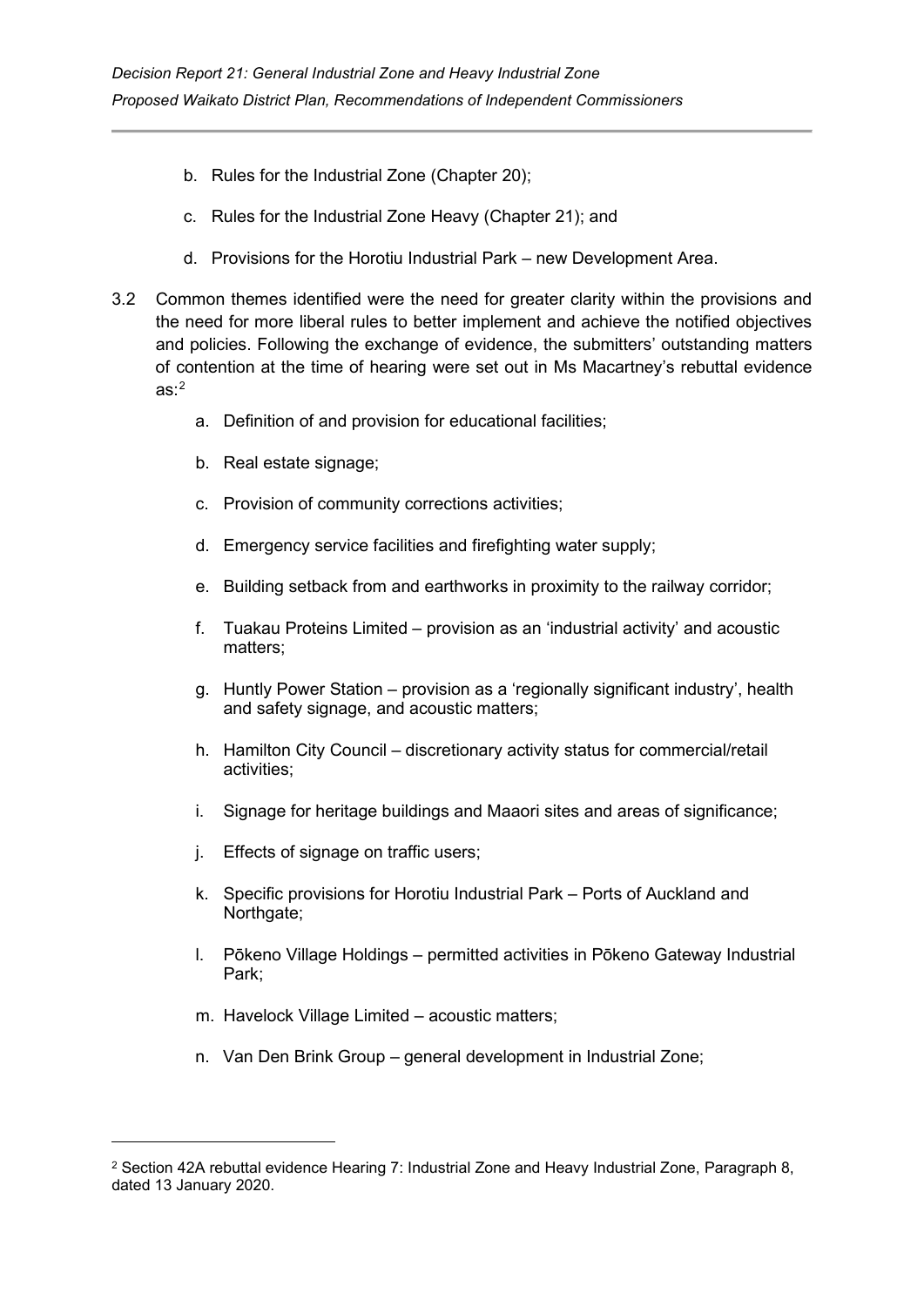b. Rules for the Industrial Zone (Chapter 20);

c. Rules for the Industrial Zone Heavy (Chapter 21); and

d. Provisions for the Horotiu Industrial Park – new Development Area.

3.2 Common themes identified were the need for greater clarity within the provisions and the need for more liberal rules to better implement and achieve the notified objectives and policies. Following the exchange of evidence, the submitters' outstanding matters of contention at the time of hearing were set out in Ms Macartney's rebuttal evidence as:[2]

a. Definition of and provision for educational facilities;

b. Real estate signage;

c. Provision of community corrections activities;

d. Emergency service facilities and firefighting water supply;

e. Building setback from and earthworks in proximity to the railway corridor;

f. Tuakau Proteins Limited – provision as an 'industrial activity' and acoustic matters;

g. Huntly Power Station – provision as a 'regionally significant industry', health and safety signage, and acoustic matters;

h. Hamilton City Council – discretionary activity status for commercial/retail activities;

i. Signage for heritage buildings and Maaori sites and areas of significance;

j. Effects of signage on traffic users;

k. Specific provisions for Horotiu Industrial Park – Ports of Auckland and Northgate;

l. Pōkeno Village Holdings – permitted activities in Pōkeno Gateway Industrial Park;

m. Havelock Village Limited – acoustic matters;

n. Van Den Brink Group – general development in Industrial Zone;

[2] Section 42A rebuttal evidence Hearing 7: Industrial Zone and Heavy Industrial Zone, Paragraph 8, dated 13 January 2020.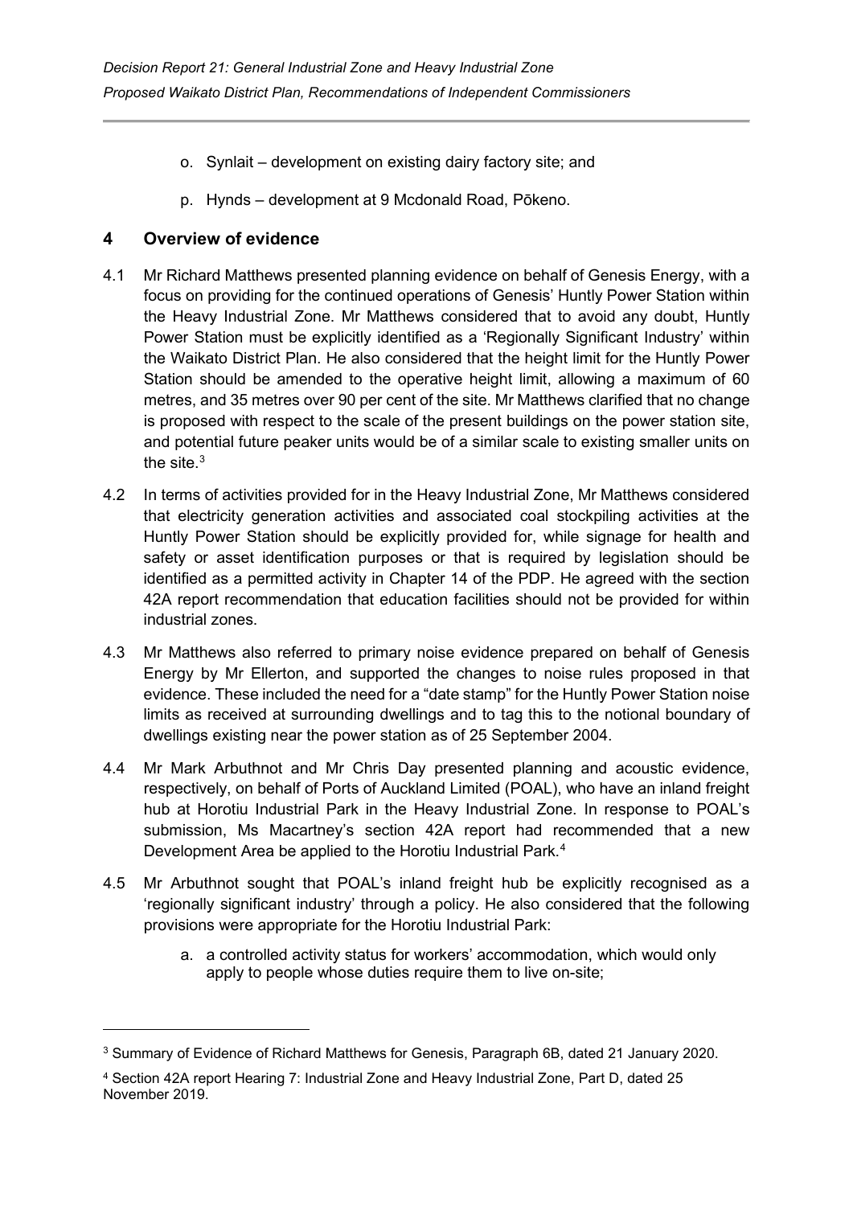o. Synlait – development on existing dairy factory site; and

p. Hynds – development at 9 Mcdonald Road, Pōkeno.

## 4 Overview of evidence

4.1 Mr Richard Matthews presented planning evidence on behalf of Genesis Energy, with a focus on providing for the continued operations of Genesis' Huntly Power Station within the Heavy Industrial Zone. Mr Matthews considered that to avoid any doubt, Huntly Power Station must be explicitly identified as a 'Regionally Significant Industry' within the Waikato District Plan. He also considered that the height limit for the Huntly Power Station should be amended to the operative height limit, allowing a maximum of 60 metres, and 35 metres over 90 per cent of the site. Mr Matthews clarified that no change is proposed with respect to the scale of the present buildings on the power station site, and potential future peaker units would be of a similar scale to existing smaller units on the site.[3]

4.2 In terms of activities provided for in the Heavy Industrial Zone, Mr Matthews considered that electricity generation activities and associated coal stockpiling activities at the Huntly Power Station should be explicitly provided for, while signage for health and safety or asset identification purposes or that is required by legislation should be identified as a permitted activity in Chapter 14 of the PDP. He agreed with the section 42A report recommendation that education facilities should not be provided for within industrial zones.

4.3 Mr Matthews also referred to primary noise evidence prepared on behalf of Genesis Energy by Mr Ellerton, and supported the changes to noise rules proposed in that evidence. These included the need for a "date stamp" for the Huntly Power Station noise limits as received at surrounding dwellings and to tag this to the notional boundary of dwellings existing near the power station as of 25 September 2004.

4.4 Mr Mark Arbuthnot and Mr Chris Day presented planning and acoustic evidence, respectively, on behalf of Ports of Auckland Limited (POAL), who have an inland freight hub at Horotiu Industrial Park in the Heavy Industrial Zone. In response to POAL's submission, Ms Macartney's section 42A report had recommended that a new Development Area be applied to the Horotiu Industrial Park.[4]

4.5 Mr Arbuthnot sought that POAL's inland freight hub be explicitly recognised as a 'regionally significant industry' through a policy. He also considered that the following provisions were appropriate for the Horotiu Industrial Park:

a. a controlled activity status for workers' accommodation, which would only apply to people whose duties require them to live on-site;

---

[3] Summary of Evidence of Richard Matthews for Genesis, Paragraph 6B, dated 21 January 2020.

[4] Section 42A report Hearing 7: Industrial Zone and Heavy Industrial Zone, Part D, dated 25 November 2019.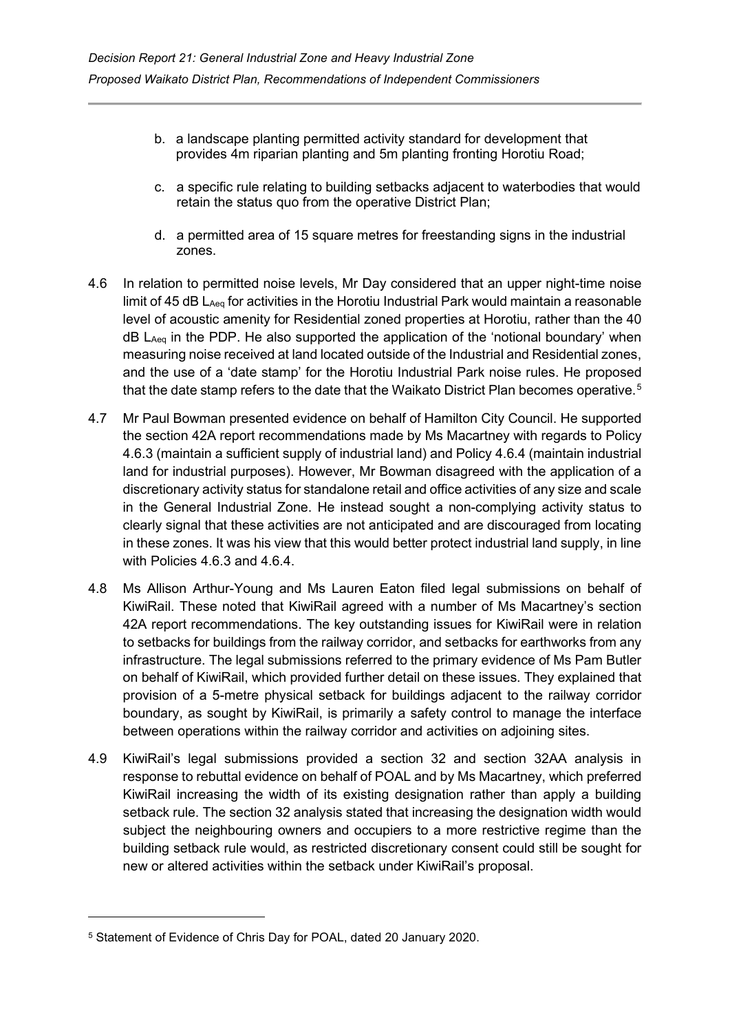b. a landscape planting permitted activity standard for development that provides 4m riparian planting and 5m planting fronting Horotiu Road;

c. a specific rule relating to building setbacks adjacent to waterbodies that would retain the status quo from the operative District Plan;

d. a permitted area of 15 square metres for freestanding signs in the industrial zones.

4.6 In relation to permitted noise levels, Mr Day considered that an upper night-time noise limit of 45 dB $L_{Aeq}$ for activities in the Horotiu Industrial Park would maintain a reasonable level of acoustic amenity for Residential zoned properties at Horotiu, rather than the 40 dB $L_{Aeq}$ in the PDP. He also supported the application of the 'notional boundary' when measuring noise received at land located outside of the Industrial and Residential zones, and the use of a 'date stamp' for the Horotiu Industrial Park noise rules. He proposed that the date stamp refers to the date that the Waikato District Plan becomes operative.[5]

4.7 Mr Paul Bowman presented evidence on behalf of Hamilton City Council. He supported the section 42A report recommendations made by Ms Macartney with regards to Policy 4.6.3 (maintain a sufficient supply of industrial land) and Policy 4.6.4 (maintain industrial land for industrial purposes). However, Mr Bowman disagreed with the application of a discretionary activity status for standalone retail and office activities of any size and scale in the General Industrial Zone. He instead sought a non-complying activity status to clearly signal that these activities are not anticipated and are discouraged from locating in these zones. It was his view that this would better protect industrial land supply, in line with Policies 4.6.3 and 4.6.4.

4.8 Ms Allison Arthur-Young and Ms Lauren Eaton filed legal submissions on behalf of KiwiRail. These noted that KiwiRail agreed with a number of Ms Macartney's section 42A report recommendations. The key outstanding issues for KiwiRail were in relation to setbacks for buildings from the railway corridor, and setbacks for earthworks from any infrastructure. The legal submissions referred to the primary evidence of Ms Pam Butler on behalf of KiwiRail, which provided further detail on these issues. They explained that provision of a 5-metre physical setback for buildings adjacent to the railway corridor boundary, as sought by KiwiRail, is primarily a safety control to manage the interface between operations within the railway corridor and activities on adjoining sites.

4.9 KiwiRail's legal submissions provided a section 32 and section 32AA analysis in response to rebuttal evidence on behalf of POAL and by Ms Macartney, which preferred KiwiRail increasing the width of its existing designation rather than apply a building setback rule. The section 32 analysis stated that increasing the designation width would subject the neighbouring owners and occupiers to a more restrictive regime than the building setback rule would, as restricted discretionary consent could still be sought for new or altered activities within the setback under KiwiRail's proposal.

[5] Statement of Evidence of Chris Day for POAL, dated 20 January 2020.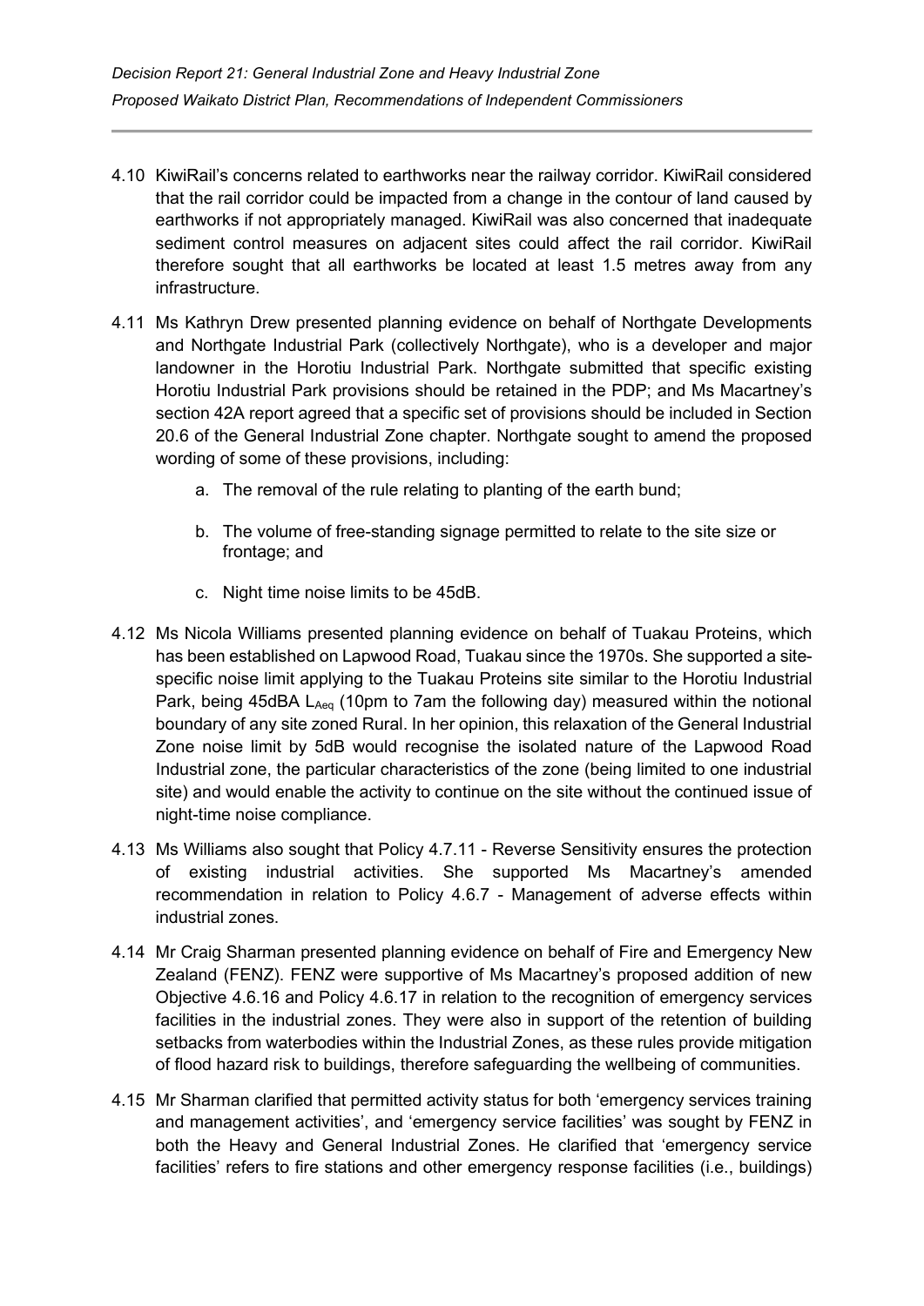4.10 KiwiRail's concerns related to earthworks near the railway corridor. KiwiRail considered that the rail corridor could be impacted from a change in the contour of land caused by earthworks if not appropriately managed. KiwiRail was also concerned that inadequate sediment control measures on adjacent sites could affect the rail corridor. KiwiRail therefore sought that all earthworks be located at least 1.5 metres away from any infrastructure.

4.11 Ms Kathryn Drew presented planning evidence on behalf of Northgate Developments and Northgate Industrial Park (collectively Northgate), who is a developer and major landowner in the Horotiu Industrial Park. Northgate submitted that specific existing Horotiu Industrial Park provisions should be retained in the PDP; and Ms Macartney's section 42A report agreed that a specific set of provisions should be included in Section 20.6 of the General Industrial Zone chapter. Northgate sought to amend the proposed wording of some of these provisions, including:

   a. The removal of the rule relating to planting of the earth bund;

   b. The volume of free-standing signage permitted to relate to the site size or frontage; and

   c. Night time noise limits to be 45dB.

4.12 Ms Nicola Williams presented planning evidence on behalf of Tuakau Proteins, which has been established on Lapwood Road, Tuakau since the 1970s. She supported a site-specific noise limit applying to the Tuakau Proteins site similar to the Horotiu Industrial Park, being 45dBA $L_{Aeq}$ (10pm to 7am the following day) measured within the notional boundary of any site zoned Rural. In her opinion, this relaxation of the General Industrial Zone noise limit by 5dB would recognise the isolated nature of the Lapwood Road Industrial zone, the particular characteristics of the zone (being limited to one industrial site) and would enable the activity to continue on the site without the continued issue of night-time noise compliance.

4.13 Ms Williams also sought that Policy 4.7.11 - Reverse Sensitivity ensures the protection of existing industrial activities. She supported Ms Macartney's amended recommendation in relation to Policy 4.6.7 - Management of adverse effects within industrial zones.

4.14 Mr Craig Sharman presented planning evidence on behalf of Fire and Emergency New Zealand (FENZ). FENZ were supportive of Ms Macartney's proposed addition of new Objective 4.6.16 and Policy 4.6.17 in relation to the recognition of emergency services facilities in the industrial zones. They were also in support of the retention of building setbacks from waterbodies within the Industrial Zones, as these rules provide mitigation of flood hazard risk to buildings, therefore safeguarding the wellbeing of communities.

4.15 Mr Sharman clarified that permitted activity status for both 'emergency services training and management activities', and 'emergency service facilities' was sought by FENZ in both the Heavy and General Industrial Zones. He clarified that 'emergency service facilities' refers to fire stations and other emergency response facilities (i.e., buildings)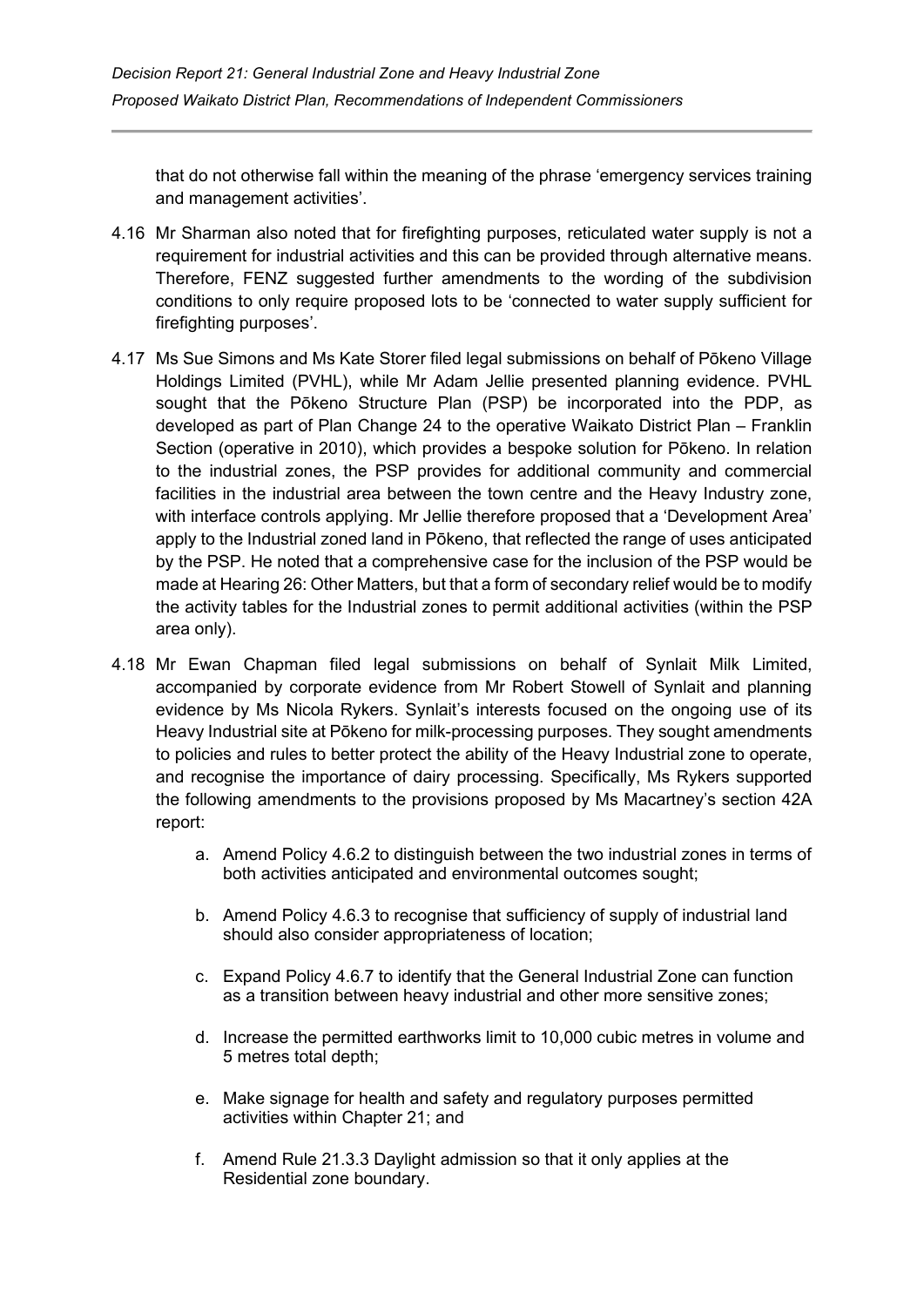that do not otherwise fall within the meaning of the phrase 'emergency services training and management activities'.

4.16 Mr Sharman also noted that for firefighting purposes, reticulated water supply is not a requirement for industrial activities and this can be provided through alternative means. Therefore, FENZ suggested further amendments to the wording of the subdivision conditions to only require proposed lots to be 'connected to water supply sufficient for firefighting purposes'.

4.17 Ms Sue Simons and Ms Kate Storer filed legal submissions on behalf of Pōkeno Village Holdings Limited (PVHL), while Mr Adam Jellie presented planning evidence. PVHL sought that the Pōkeno Structure Plan (PSP) be incorporated into the PDP, as developed as part of Plan Change 24 to the operative Waikato District Plan – Franklin Section (operative in 2010), which provides a bespoke solution for Pōkeno. In relation to the industrial zones, the PSP provides for additional community and commercial facilities in the industrial area between the town centre and the Heavy Industry zone, with interface controls applying. Mr Jellie therefore proposed that a 'Development Area' apply to the Industrial zoned land in Pōkeno, that reflected the range of uses anticipated by the PSP. He noted that a comprehensive case for the inclusion of the PSP would be made at Hearing 26: Other Matters, but that a form of secondary relief would be to modify the activity tables for the Industrial zones to permit additional activities (within the PSP area only).

4.18 Mr Ewan Chapman filed legal submissions on behalf of Synlait Milk Limited, accompanied by corporate evidence from Mr Robert Stowell of Synlait and planning evidence by Ms Nicola Rykers. Synlait's interests focused on the ongoing use of its Heavy Industrial site at Pōkeno for milk-processing purposes. They sought amendments to policies and rules to better protect the ability of the Heavy Industrial zone to operate, and recognise the importance of dairy processing. Specifically, Ms Rykers supported the following amendments to the provisions proposed by Ms Macartney's section 42A report:

a. Amend Policy 4.6.2 to distinguish between the two industrial zones in terms of both activities anticipated and environmental outcomes sought;

b. Amend Policy 4.6.3 to recognise that sufficiency of supply of industrial land should also consider appropriateness of location;

c. Expand Policy 4.6.7 to identify that the General Industrial Zone can function as a transition between heavy industrial and other more sensitive zones;

d. Increase the permitted earthworks limit to 10,000 cubic metres in volume and 5 metres total depth;

e. Make signage for health and safety and regulatory purposes permitted activities within Chapter 21; and

f. Amend Rule 21.3.3 Daylight admission so that it only applies at the Residential zone boundary.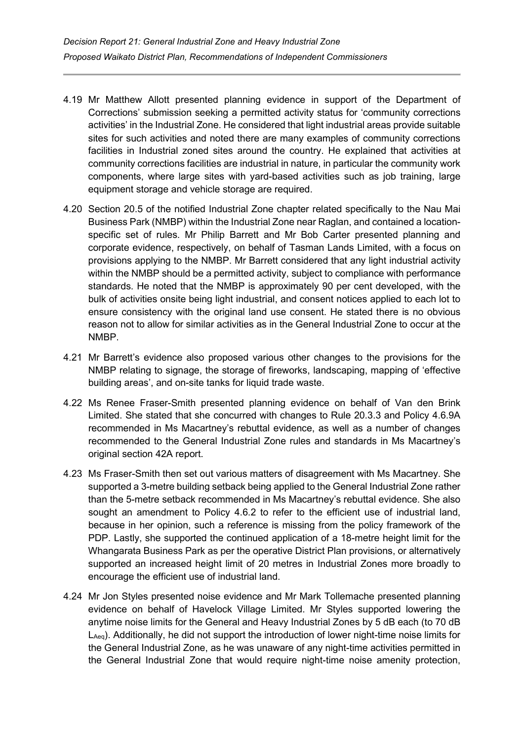4.19 Mr Matthew Allott presented planning evidence in support of the Department of Corrections' submission seeking a permitted activity status for 'community corrections activities' in the Industrial Zone. He considered that light industrial areas provide suitable sites for such activities and noted there are many examples of community corrections facilities in Industrial zoned sites around the country. He explained that activities at community corrections facilities are industrial in nature, in particular the community work components, where large sites with yard-based activities such as job training, large equipment storage and vehicle storage are required.

4.20 Section 20.5 of the notified Industrial Zone chapter related specifically to the Nau Mai Business Park (NMBP) within the Industrial Zone near Raglan, and contained a location-specific set of rules. Mr Philip Barrett and Mr Bob Carter presented planning and corporate evidence, respectively, on behalf of Tasman Lands Limited, with a focus on provisions applying to the NMBP. Mr Barrett considered that any light industrial activity within the NMBP should be a permitted activity, subject to compliance with performance standards. He noted that the NMBP is approximately 90 per cent developed, with the bulk of activities onsite being light industrial, and consent notices applied to each lot to ensure consistency with the original land use consent. He stated there is no obvious reason not to allow for similar activities as in the General Industrial Zone to occur at the NMBP.

4.21 Mr Barrett's evidence also proposed various other changes to the provisions for the NMBP relating to signage, the storage of fireworks, landscaping, mapping of 'effective building areas', and on-site tanks for liquid trade waste.

4.22 Ms Renee Fraser-Smith presented planning evidence on behalf of Van den Brink Limited. She stated that she concurred with changes to Rule 20.3.3 and Policy 4.6.9A recommended in Ms Macartney's rebuttal evidence, as well as a number of changes recommended to the General Industrial Zone rules and standards in Ms Macartney's original section 42A report.

4.23 Ms Fraser-Smith then set out various matters of disagreement with Ms Macartney. She supported a 3-metre building setback being applied to the General Industrial Zone rather than the 5-metre setback recommended in Ms Macartney's rebuttal evidence. She also sought an amendment to Policy 4.6.2 to refer to the efficient use of industrial land, because in her opinion, such a reference is missing from the policy framework of the PDP. Lastly, she supported the continued application of a 18-metre height limit for the Whangarata Business Park as per the operative District Plan provisions, or alternatively supported an increased height limit of 20 metres in Industrial Zones more broadly to encourage the efficient use of industrial land.

4.24 Mr Jon Styles presented noise evidence and Mr Mark Tollemache presented planning evidence on behalf of Havelock Village Limited. Mr Styles supported lowering the anytime noise limits for the General and Heavy Industrial Zones by 5 dB each (to 70 dB $L_{Aeq}$). Additionally, he did not support the introduction of lower night-time noise limits for the General Industrial Zone, as he was unaware of any night-time activities permitted in the General Industrial Zone that would require night-time noise amenity protection,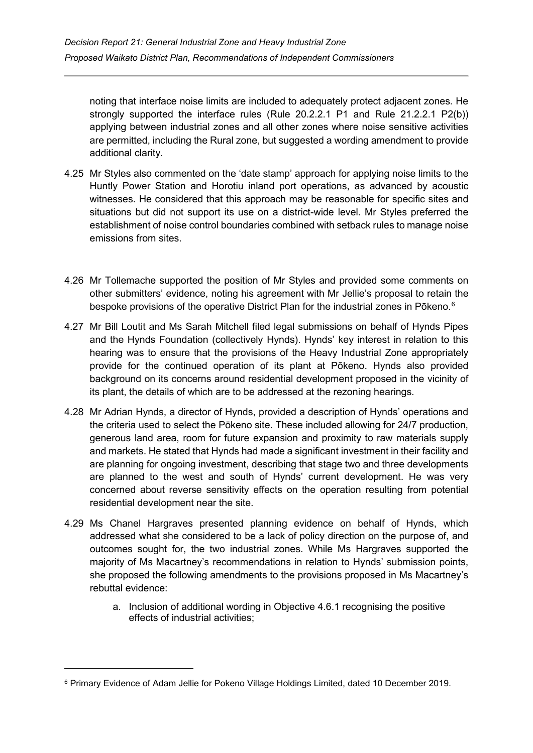noting that interface noise limits are included to adequately protect adjacent zones. He strongly supported the interface rules (Rule 20.2.2.1 P1 and Rule 21.2.2.1 P2(b)) applying between industrial zones and all other zones where noise sensitive activities are permitted, including the Rural zone, but suggested a wording amendment to provide additional clarity.

4.25 Mr Styles also commented on the 'date stamp' approach for applying noise limits to the Huntly Power Station and Horotiu inland port operations, as advanced by acoustic witnesses. He considered that this approach may be reasonable for specific sites and situations but did not support its use on a district-wide level. Mr Styles preferred the establishment of noise control boundaries combined with setback rules to manage noise emissions from sites.

4.26 Mr Tollemache supported the position of Mr Styles and provided some comments on other submitters' evidence, noting his agreement with Mr Jellie's proposal to retain the bespoke provisions of the operative District Plan for the industrial zones in Pōkeno.[6]

4.27 Mr Bill Loutit and Ms Sarah Mitchell filed legal submissions on behalf of Hynds Pipes and the Hynds Foundation (collectively Hynds). Hynds' key interest in relation to this hearing was to ensure that the provisions of the Heavy Industrial Zone appropriately provide for the continued operation of its plant at Pōkeno. Hynds also provided background on its concerns around residential development proposed in the vicinity of its plant, the details of which are to be addressed at the rezoning hearings.

4.28 Mr Adrian Hynds, a director of Hynds, provided a description of Hynds' operations and the criteria used to select the Pōkeno site. These included allowing for 24/7 production, generous land area, room for future expansion and proximity to raw materials supply and markets. He stated that Hynds had made a significant investment in their facility and are planning for ongoing investment, describing that stage two and three developments are planned to the west and south of Hynds' current development. He was very concerned about reverse sensitivity effects on the operation resulting from potential residential development near the site.

4.29 Ms Chanel Hargraves presented planning evidence on behalf of Hynds, which addressed what she considered to be a lack of policy direction on the purpose of, and outcomes sought for, the two industrial zones. While Ms Hargraves supported the majority of Ms Macartney's recommendations in relation to Hynds' submission points, she proposed the following amendments to the provisions proposed in Ms Macartney's rebuttal evidence:

a. Inclusion of additional wording in Objective 4.6.1 recognising the positive effects of industrial activities;

---

[6] Primary Evidence of Adam Jellie for Pokeno Village Holdings Limited, dated 10 December 2019.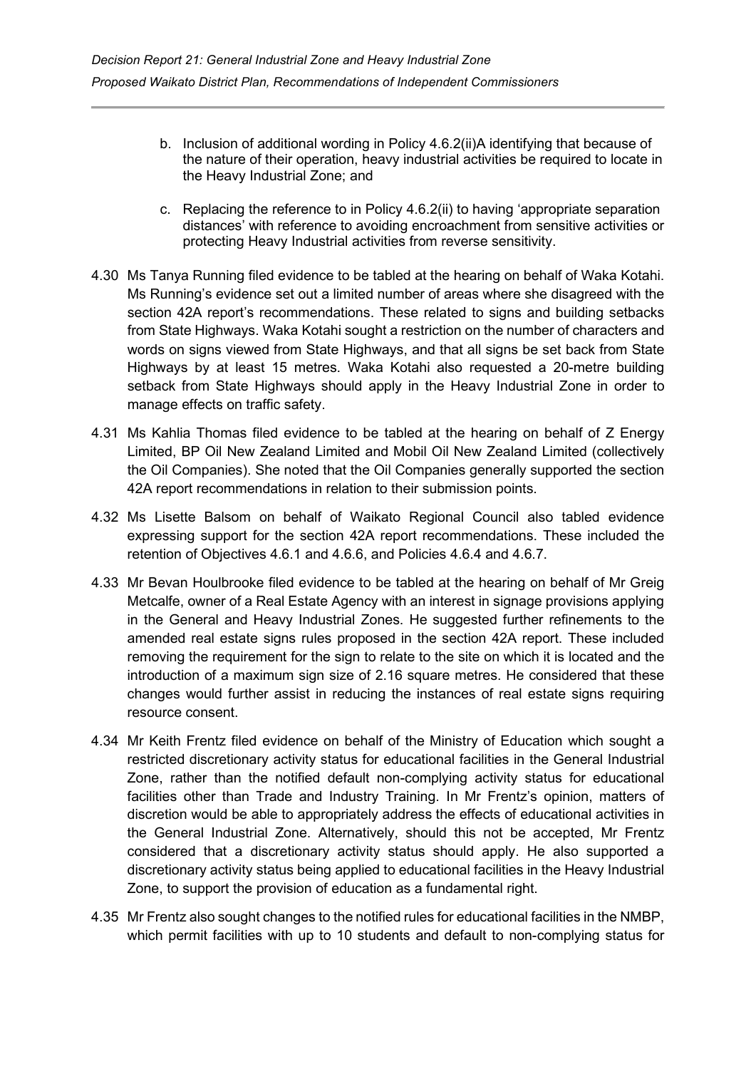b. Inclusion of additional wording in Policy 4.6.2(ii)A identifying that because of the nature of their operation, heavy industrial activities be required to locate in the Heavy Industrial Zone; and

c. Replacing the reference to in Policy 4.6.2(ii) to having 'appropriate separation distances' with reference to avoiding encroachment from sensitive activities or protecting Heavy Industrial activities from reverse sensitivity.

4.30 Ms Tanya Running filed evidence to be tabled at the hearing on behalf of Waka Kotahi. Ms Running's evidence set out a limited number of areas where she disagreed with the section 42A report's recommendations. These related to signs and building setbacks from State Highways. Waka Kotahi sought a restriction on the number of characters and words on signs viewed from State Highways, and that all signs be set back from State Highways by at least 15 metres. Waka Kotahi also requested a 20-metre building setback from State Highways should apply in the Heavy Industrial Zone in order to manage effects on traffic safety.

4.31 Ms Kahlia Thomas filed evidence to be tabled at the hearing on behalf of Z Energy Limited, BP Oil New Zealand Limited and Mobil Oil New Zealand Limited (collectively the Oil Companies). She noted that the Oil Companies generally supported the section 42A report recommendations in relation to their submission points.

4.32 Ms Lisette Balsom on behalf of Waikato Regional Council also tabled evidence expressing support for the section 42A report recommendations. These included the retention of Objectives 4.6.1 and 4.6.6, and Policies 4.6.4 and 4.6.7.

4.33 Mr Bevan Houlbrooke filed evidence to be tabled at the hearing on behalf of Mr Greig Metcalfe, owner of a Real Estate Agency with an interest in signage provisions applying in the General and Heavy Industrial Zones. He suggested further refinements to the amended real estate signs rules proposed in the section 42A report. These included removing the requirement for the sign to relate to the site on which it is located and the introduction of a maximum sign size of 2.16 square metres. He considered that these changes would further assist in reducing the instances of real estate signs requiring resource consent.

4.34 Mr Keith Frentz filed evidence on behalf of the Ministry of Education which sought a restricted discretionary activity status for educational facilities in the General Industrial Zone, rather than the notified default non-complying activity status for educational facilities other than Trade and Industry Training. In Mr Frentz's opinion, matters of discretion would be able to appropriately address the effects of educational activities in the General Industrial Zone. Alternatively, should this not be accepted, Mr Frentz considered that a discretionary activity status should apply. He also supported a discretionary activity status being applied to educational facilities in the Heavy Industrial Zone, to support the provision of education as a fundamental right.

4.35 Mr Frentz also sought changes to the notified rules for educational facilities in the NMBP, which permit facilities with up to 10 students and default to non-complying status for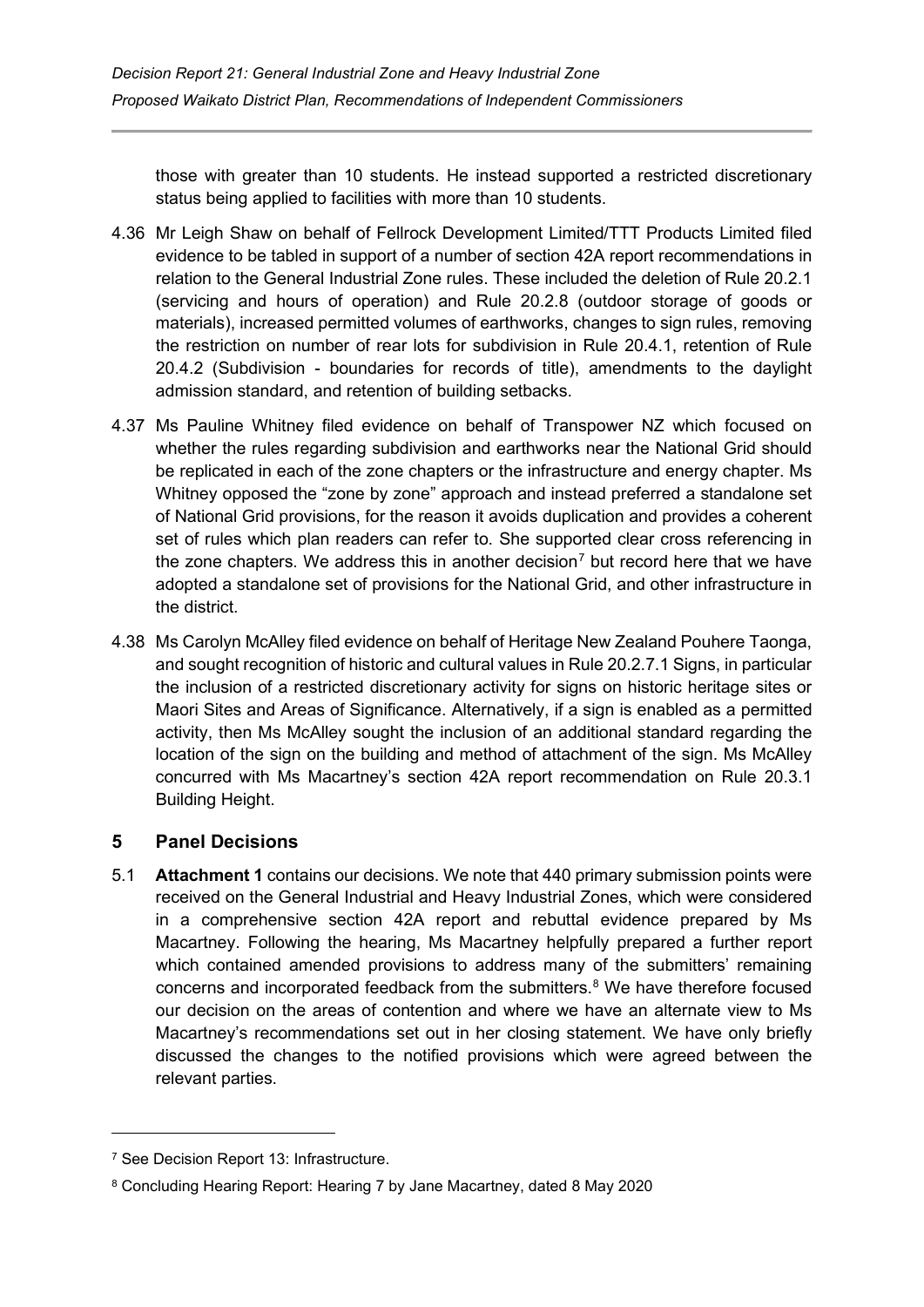those with greater than 10 students. He instead supported a restricted discretionary status being applied to facilities with more than 10 students.

4.36 Mr Leigh Shaw on behalf of Fellrock Development Limited/TTT Products Limited filed evidence to be tabled in support of a number of section 42A report recommendations in relation to the General Industrial Zone rules. These included the deletion of Rule 20.2.1 (servicing and hours of operation) and Rule 20.2.8 (outdoor storage of goods or materials), increased permitted volumes of earthworks, changes to sign rules, removing the restriction on number of rear lots for subdivision in Rule 20.4.1, retention of Rule 20.4.2 (Subdivision - boundaries for records of title), amendments to the daylight admission standard, and retention of building setbacks.

4.37 Ms Pauline Whitney filed evidence on behalf of Transpower NZ which focused on whether the rules regarding subdivision and earthworks near the National Grid should be replicated in each of the zone chapters or the infrastructure and energy chapter. Ms Whitney opposed the "zone by zone" approach and instead preferred a standalone set of National Grid provisions, for the reason it avoids duplication and provides a coherent set of rules which plan readers can refer to. She supported clear cross referencing in the zone chapters. We address this in another decision[7] but record here that we have adopted a standalone set of provisions for the National Grid, and other infrastructure in the district.

4.38 Ms Carolyn McAlley filed evidence on behalf of Heritage New Zealand Pouhere Taonga, and sought recognition of historic and cultural values in Rule 20.2.7.1 Signs, in particular the inclusion of a restricted discretionary activity for signs on historic heritage sites or Maori Sites and Areas of Significance. Alternatively, if a sign is enabled as a permitted activity, then Ms McAlley sought the inclusion of an additional standard regarding the location of the sign on the building and method of attachment of the sign. Ms McAlley concurred with Ms Macartney's section 42A report recommendation on Rule 20.3.1 Building Height.

## 5 Panel Decisions

5.1 **Attachment 1** contains our decisions. We note that 440 primary submission points were received on the General Industrial and Heavy Industrial Zones, which were considered in a comprehensive section 42A report and rebuttal evidence prepared by Ms Macartney. Following the hearing, Ms Macartney helpfully prepared a further report which contained amended provisions to address many of the submitters' remaining concerns and incorporated feedback from the submitters.[8] We have therefore focused our decision on the areas of contention and where we have an alternate view to Ms Macartney's recommendations set out in her closing statement. We have only briefly discussed the changes to the notified provisions which were agreed between the relevant parties.

---

[7] See Decision Report 13: Infrastructure.

[8] Concluding Hearing Report: Hearing 7 by Jane Macartney, dated 8 May 2020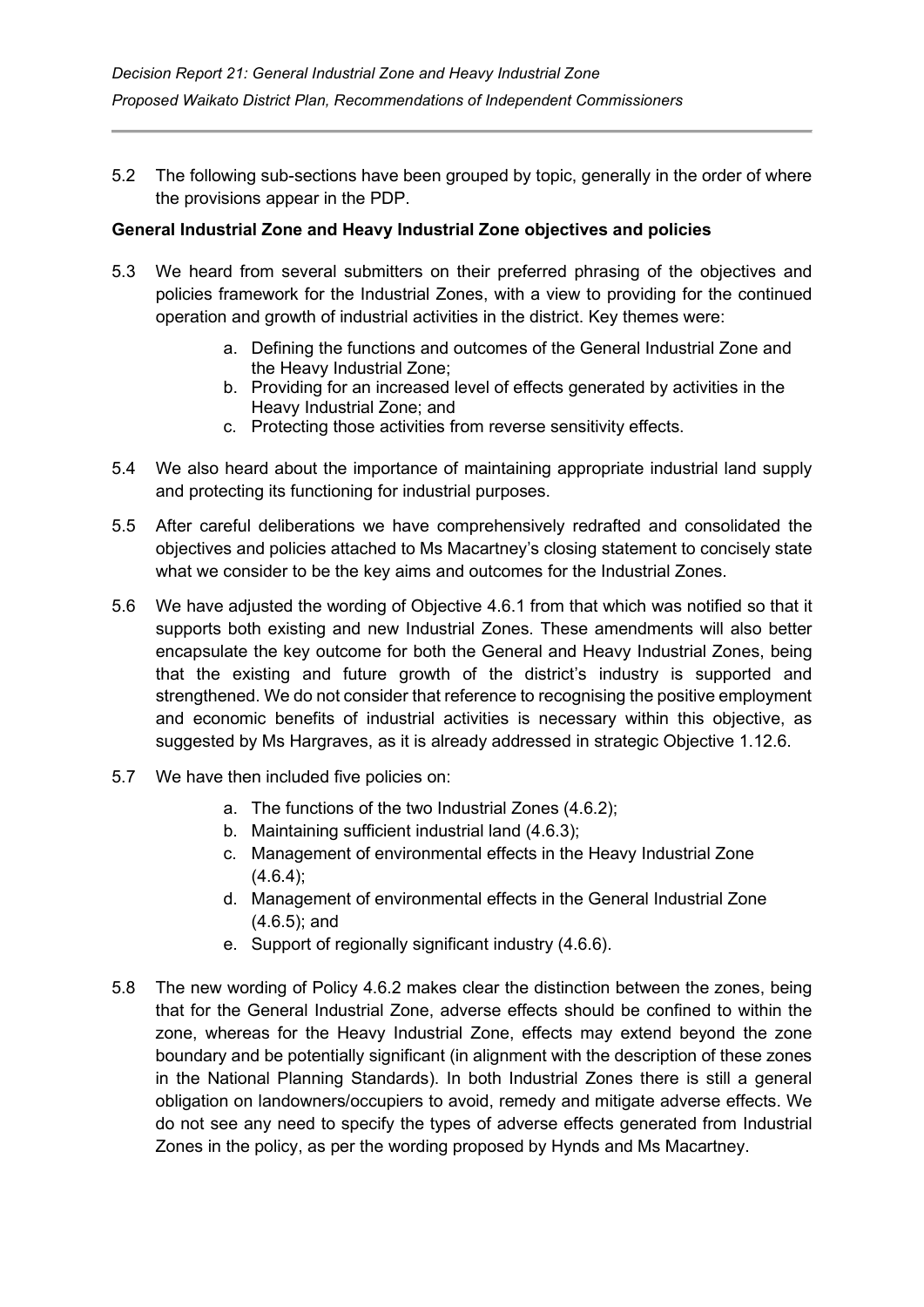5.2 The following sub-sections have been grouped by topic, generally in the order of where the provisions appear in the PDP.

**General Industrial Zone and Heavy Industrial Zone objectives and policies**

5.3 We heard from several submitters on their preferred phrasing of the objectives and policies framework for the Industrial Zones, with a view to providing for the continued operation and growth of industrial activities in the district. Key themes were:

   a. Defining the functions and outcomes of the General Industrial Zone and the Heavy Industrial Zone;
   b. Providing for an increased level of effects generated by activities in the Heavy Industrial Zone; and
   c. Protecting those activities from reverse sensitivity effects.

5.4 We also heard about the importance of maintaining appropriate industrial land supply and protecting its functioning for industrial purposes.

5.5 After careful deliberations we have comprehensively redrafted and consolidated the objectives and policies attached to Ms Macartney's closing statement to concisely state what we consider to be the key aims and outcomes for the Industrial Zones.

5.6 We have adjusted the wording of Objective 4.6.1 from that which was notified so that it supports both existing and new Industrial Zones. These amendments will also better encapsulate the key outcome for both the General and Heavy Industrial Zones, being that the existing and future growth of the district's industry is supported and strengthened. We do not consider that reference to recognising the positive employment and economic benefits of industrial activities is necessary within this objective, as suggested by Ms Hargraves, as it is already addressed in strategic Objective 1.12.6.

5.7 We have then included five policies on:

   a. The functions of the two Industrial Zones (4.6.2);
   b. Maintaining sufficient industrial land (4.6.3);
   c. Management of environmental effects in the Heavy Industrial Zone (4.6.4);
   d. Management of environmental effects in the General Industrial Zone (4.6.5); and
   e. Support of regionally significant industry (4.6.6).

5.8 The new wording of Policy 4.6.2 makes clear the distinction between the zones, being that for the General Industrial Zone, adverse effects should be confined to within the zone, whereas for the Heavy Industrial Zone, effects may extend beyond the zone boundary and be potentially significant (in alignment with the description of these zones in the National Planning Standards). In both Industrial Zones there is still a general obligation on landowners/occupiers to avoid, remedy and mitigate adverse effects. We do not see any need to specify the types of adverse effects generated from Industrial Zones in the policy, as per the wording proposed by Hynds and Ms Macartney.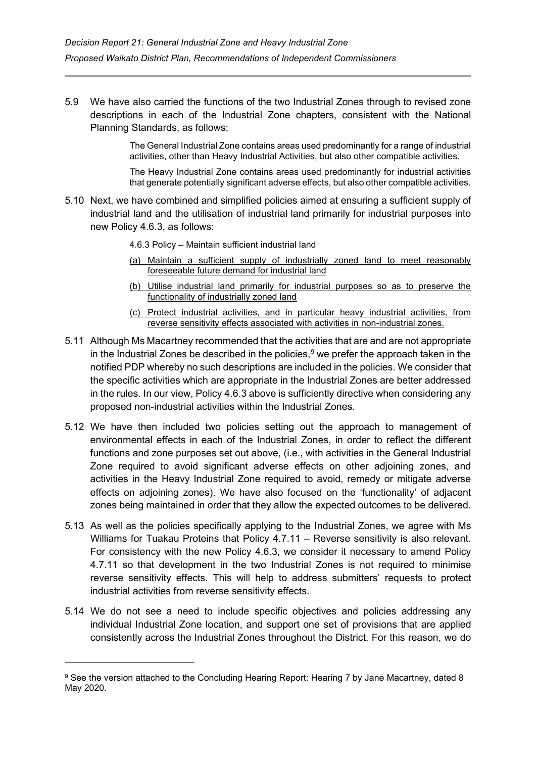5.9 We have also carried the functions of the two Industrial Zones through to revised zone descriptions in each of the Industrial Zone chapters, consistent with the National Planning Standards, as follows:

> The General Industrial Zone contains areas used predominantly for a range of industrial activities, other than Heavy Industrial Activities, but also other compatible activities.
>
> The Heavy Industrial Zone contains areas used predominantly for industrial activities that generate potentially significant adverse effects, but also other compatible activities.

5.10 Next, we have combined and simplified policies aimed at ensuring a sufficient supply of industrial land and the utilisation of industrial land primarily for industrial purposes into new Policy 4.6.3, as follows:

> 4.6.3 Policy – Maintain sufficient industrial land
>
> (a) Maintain a sufficient supply of industrially zoned land to meet reasonably foreseeable future demand for industrial land
>
> (b) Utilise industrial land primarily for industrial purposes so as to preserve the functionality of industrially zoned land
>
> (c) Protect industrial activities, and in particular heavy industrial activities, from reverse sensitivity effects associated with activities in non-industrial zones.

5.11 Although Ms Macartney recommended that the activities that are and are not appropriate in the Industrial Zones be described in the policies,[9] we prefer the approach taken in the notified PDP whereby no such descriptions are included in the policies. We consider that the specific activities which are appropriate in the Industrial Zones are better addressed in the rules. In our view, Policy 4.6.3 above is sufficiently directive when considering any proposed non-industrial activities within the Industrial Zones.

5.12 We have then included two policies setting out the approach to management of environmental effects in each of the Industrial Zones, in order to reflect the different functions and zone purposes set out above, (i.e., with activities in the General Industrial Zone required to avoid significant adverse effects on other adjoining zones, and activities in the Heavy Industrial Zone required to avoid, remedy or mitigate adverse effects on adjoining zones). We have also focused on the 'functionality' of adjacent zones being maintained in order that they allow the expected outcomes to be delivered.

5.13 As well as the policies specifically applying to the Industrial Zones, we agree with Ms Williams for Tuakau Proteins that Policy 4.7.11 – Reverse sensitivity is also relevant. For consistency with the new Policy 4.6.3, we consider it necessary to amend Policy 4.7.11 so that development in the two Industrial Zones is not required to minimise reverse sensitivity effects. This will help to address submitters' requests to protect industrial activities from reverse sensitivity effects.

5.14 We do not see a need to include specific objectives and policies addressing any individual Industrial Zone location, and support one set of provisions that are applied consistently across the Industrial Zones throughout the District. For this reason, we do

---

[9] See the version attached to the Concluding Hearing Report: Hearing 7 by Jane Macartney, dated 8 May 2020.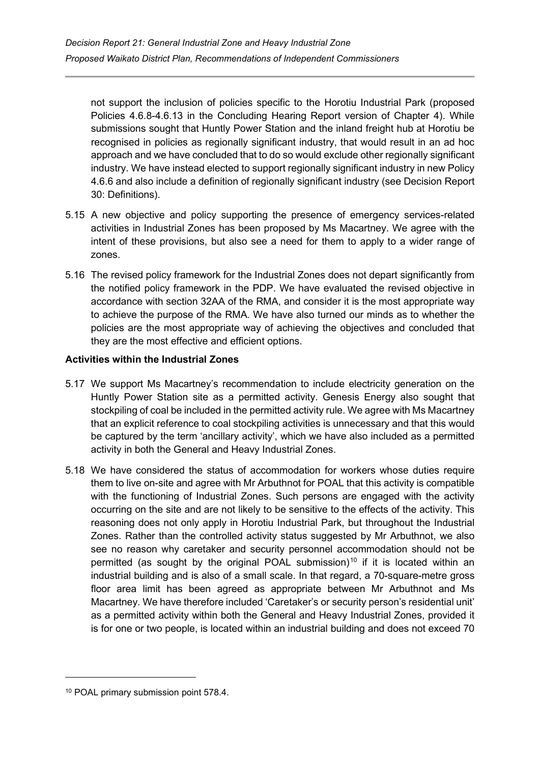not support the inclusion of policies specific to the Horotiu Industrial Park (proposed Policies 4.6.8-4.6.13 in the Concluding Hearing Report version of Chapter 4). While submissions sought that Huntly Power Station and the inland freight hub at Horotiu be recognised in policies as regionally significant industry, that would result in an ad hoc approach and we have concluded that to do so would exclude other regionally significant industry. We have instead elected to support regionally significant industry in new Policy 4.6.6 and also include a definition of regionally significant industry (see Decision Report 30: Definitions).

5.15 A new objective and policy supporting the presence of emergency services-related activities in Industrial Zones has been proposed by Ms Macartney. We agree with the intent of these provisions, but also see a need for them to apply to a wider range of zones.

5.16 The revised policy framework for the Industrial Zones does not depart significantly from the notified policy framework in the PDP. We have evaluated the revised objective in accordance with section 32AA of the RMA, and consider it is the most appropriate way to achieve the purpose of the RMA. We have also turned our minds as to whether the policies are the most appropriate way of achieving the objectives and concluded that they are the most effective and efficient options.

**Activities within the Industrial Zones**

5.17 We support Ms Macartney's recommendation to include electricity generation on the Huntly Power Station site as a permitted activity. Genesis Energy also sought that stockpiling of coal be included in the permitted activity rule. We agree with Ms Macartney that an explicit reference to coal stockpiling activities is unnecessary and that this would be captured by the term 'ancillary activity', which we have also included as a permitted activity in both the General and Heavy Industrial Zones.

5.18 We have considered the status of accommodation for workers whose duties require them to live on-site and agree with Mr Arbuthnot for POAL that this activity is compatible with the functioning of Industrial Zones. Such persons are engaged with the activity occurring on the site and are not likely to be sensitive to the effects of the activity. This reasoning does not only apply in Horotiu Industrial Park, but throughout the Industrial Zones. Rather than the controlled activity status suggested by Mr Arbuthnot, we also see no reason why caretaker and security personnel accommodation should not be permitted (as sought by the original POAL submission)[10] if it is located within an industrial building and is also of a small scale. In that regard, a 70-square-metre gross floor area limit has been agreed as appropriate between Mr Arbuthnot and Ms Macartney. We have therefore included 'Caretaker's or security person's residential unit' as a permitted activity within both the General and Heavy Industrial Zones, provided it is for one or two people, is located within an industrial building and does not exceed 70

[10] POAL primary submission point 578.4.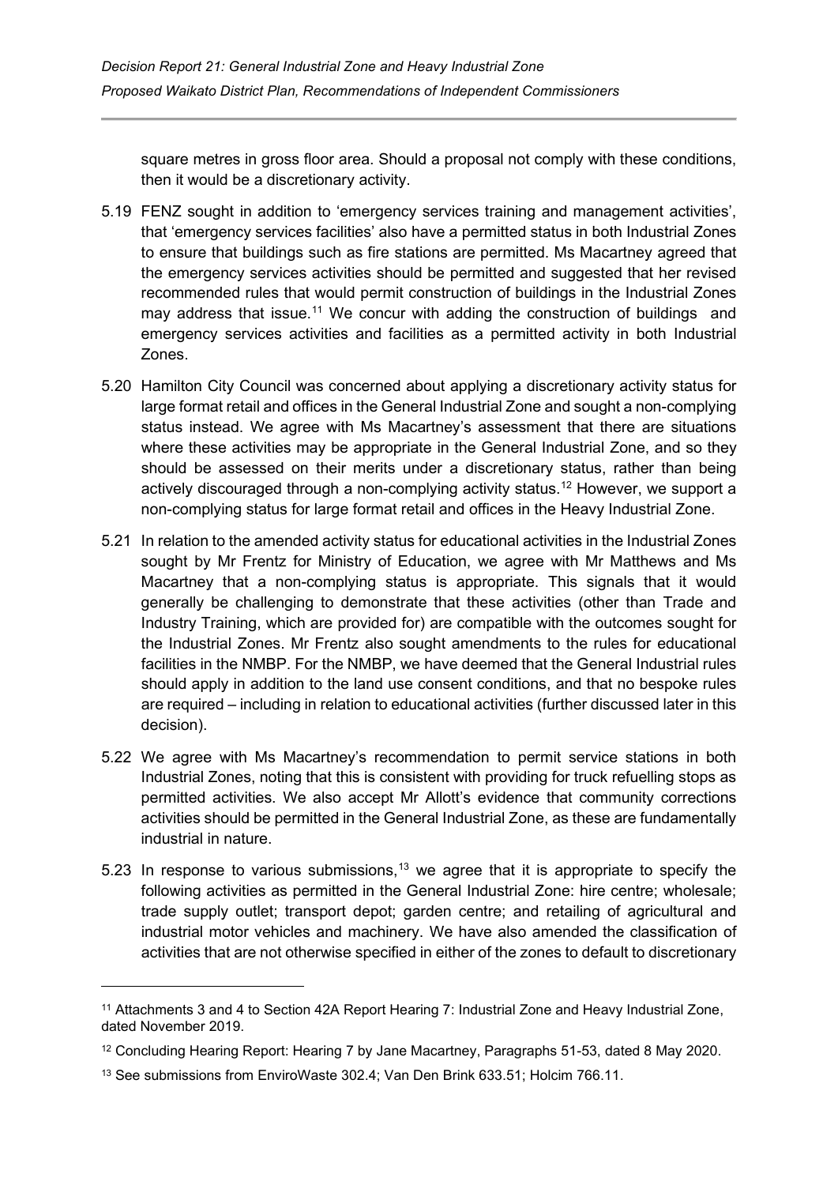square metres in gross floor area. Should a proposal not comply with these conditions, then it would be a discretionary activity.

5.19 FENZ sought in addition to 'emergency services training and management activities', that 'emergency services facilities' also have a permitted status in both Industrial Zones to ensure that buildings such as fire stations are permitted. Ms Macartney agreed that the emergency services activities should be permitted and suggested that her revised recommended rules that would permit construction of buildings in the Industrial Zones may address that issue.[11] We concur with adding the construction of buildings and emergency services activities and facilities as a permitted activity in both Industrial Zones.

5.20 Hamilton City Council was concerned about applying a discretionary activity status for large format retail and offices in the General Industrial Zone and sought a non-complying status instead. We agree with Ms Macartney's assessment that there are situations where these activities may be appropriate in the General Industrial Zone, and so they should be assessed on their merits under a discretionary status, rather than being actively discouraged through a non-complying activity status.[12] However, we support a non-complying status for large format retail and offices in the Heavy Industrial Zone.

5.21 In relation to the amended activity status for educational activities in the Industrial Zones sought by Mr Frentz for Ministry of Education, we agree with Mr Matthews and Ms Macartney that a non-complying status is appropriate. This signals that it would generally be challenging to demonstrate that these activities (other than Trade and Industry Training, which are provided for) are compatible with the outcomes sought for the Industrial Zones. Mr Frentz also sought amendments to the rules for educational facilities in the NMBP. For the NMBP, we have deemed that the General Industrial rules should apply in addition to the land use consent conditions, and that no bespoke rules are required – including in relation to educational activities (further discussed later in this decision).

5.22 We agree with Ms Macartney's recommendation to permit service stations in both Industrial Zones, noting that this is consistent with providing for truck refuelling stops as permitted activities. We also accept Mr Allott's evidence that community corrections activities should be permitted in the General Industrial Zone, as these are fundamentally industrial in nature.

5.23 In response to various submissions,[13] we agree that it is appropriate to specify the following activities as permitted in the General Industrial Zone: hire centre; wholesale; trade supply outlet; transport depot; garden centre; and retailing of agricultural and industrial motor vehicles and machinery. We have also amended the classification of activities that are not otherwise specified in either of the zones to default to discretionary

---

[11] Attachments 3 and 4 to Section 42A Report Hearing 7: Industrial Zone and Heavy Industrial Zone, dated November 2019.

[12] Concluding Hearing Report: Hearing 7 by Jane Macartney, Paragraphs 51-53, dated 8 May 2020.

[13] See submissions from EnviroWaste 302.4; Van Den Brink 633.51; Holcim 766.11.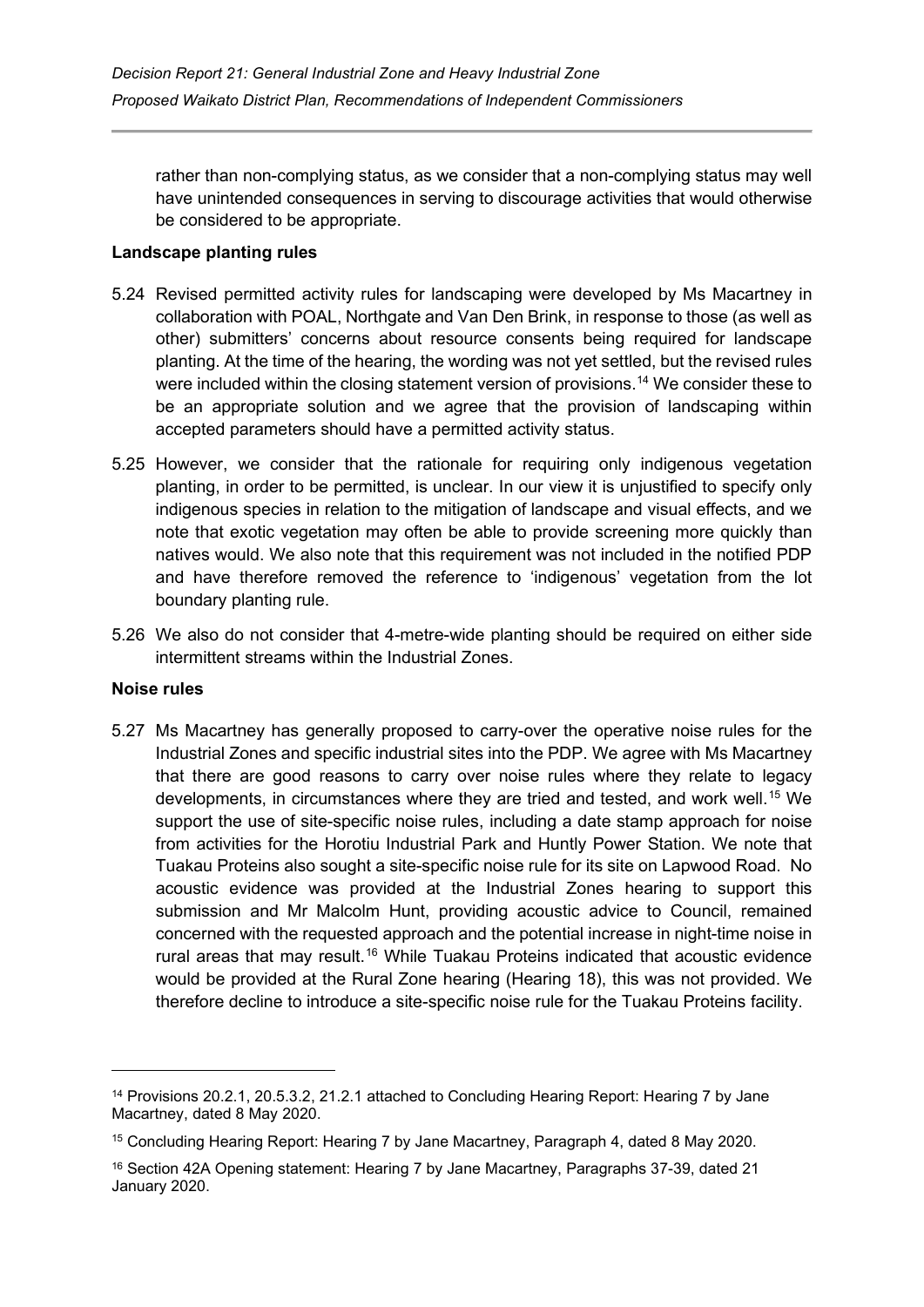rather than non-complying status, as we consider that a non-complying status may well have unintended consequences in serving to discourage activities that would otherwise be considered to be appropriate.

**Landscape planting rules**

5.24 Revised permitted activity rules for landscaping were developed by Ms Macartney in collaboration with POAL, Northgate and Van Den Brink, in response to those (as well as other) submitters' concerns about resource consents being required for landscape planting. At the time of the hearing, the wording was not yet settled, but the revised rules were included within the closing statement version of provisions.[14] We consider these to be an appropriate solution and we agree that the provision of landscaping within accepted parameters should have a permitted activity status.

5.25 However, we consider that the rationale for requiring only indigenous vegetation planting, in order to be permitted, is unclear. In our view it is unjustified to specify only indigenous species in relation to the mitigation of landscape and visual effects, and we note that exotic vegetation may often be able to provide screening more quickly than natives would. We also note that this requirement was not included in the notified PDP and have therefore removed the reference to 'indigenous' vegetation from the lot boundary planting rule.

5.26 We also do not consider that 4-metre-wide planting should be required on either side intermittent streams within the Industrial Zones.

**Noise rules**

5.27 Ms Macartney has generally proposed to carry-over the operative noise rules for the Industrial Zones and specific industrial sites into the PDP. We agree with Ms Macartney that there are good reasons to carry over noise rules where they relate to legacy developments, in circumstances where they are tried and tested, and work well.[15] We support the use of site-specific noise rules, including a date stamp approach for noise from activities for the Horotiu Industrial Park and Huntly Power Station. We note that Tuakau Proteins also sought a site-specific noise rule for its site on Lapwood Road. No acoustic evidence was provided at the Industrial Zones hearing to support this submission and Mr Malcolm Hunt, providing acoustic advice to Council, remained concerned with the requested approach and the potential increase in night-time noise in rural areas that may result.[16] While Tuakau Proteins indicated that acoustic evidence would be provided at the Rural Zone hearing (Hearing 18), this was not provided. We therefore decline to introduce a site-specific noise rule for the Tuakau Proteins facility.

---

[14] Provisions 20.2.1, 20.5.3.2, 21.2.1 attached to Concluding Hearing Report: Hearing 7 by Jane Macartney, dated 8 May 2020.

[15] Concluding Hearing Report: Hearing 7 by Jane Macartney, Paragraph 4, dated 8 May 2020.

[16] Section 42A Opening statement: Hearing 7 by Jane Macartney, Paragraphs 37-39, dated 21 January 2020.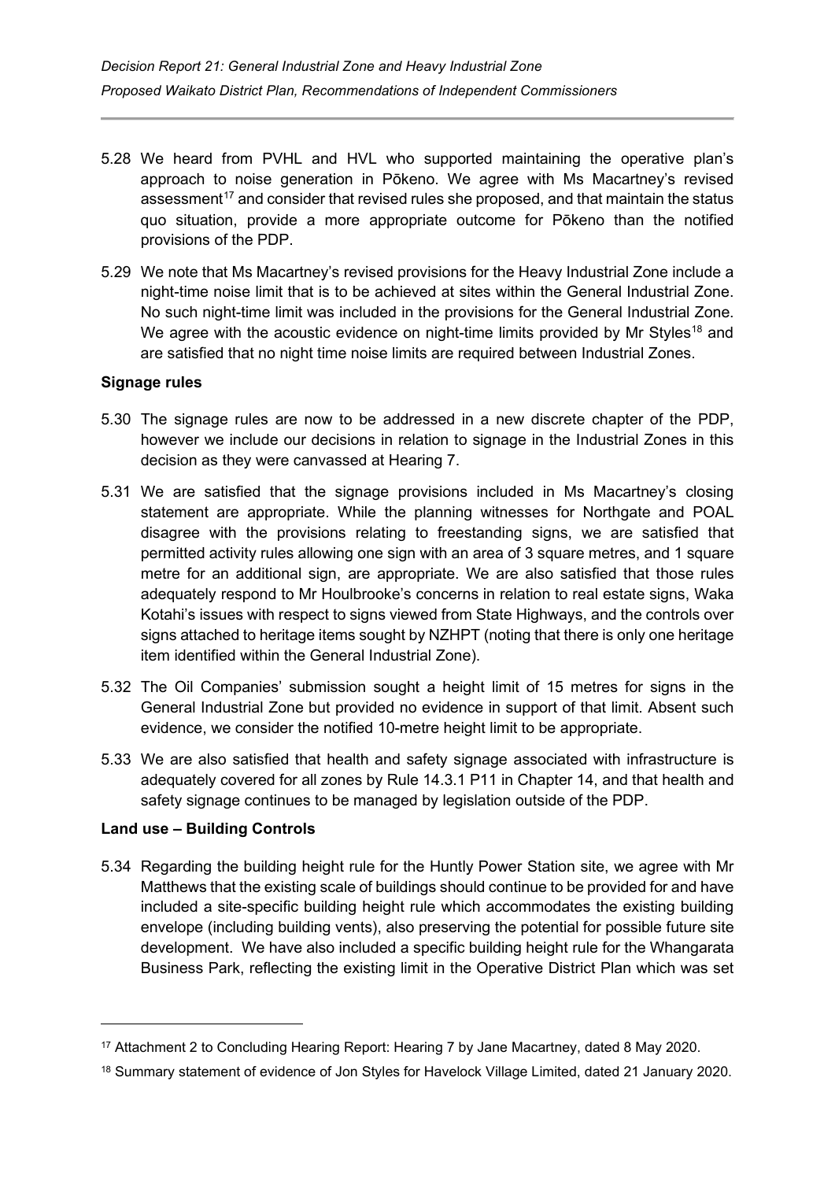5.28 We heard from PVHL and HVL who supported maintaining the operative plan's approach to noise generation in Pōkeno. We agree with Ms Macartney's revised assessment[17] and consider that revised rules she proposed, and that maintain the status quo situation, provide a more appropriate outcome for Pōkeno than the notified provisions of the PDP.

5.29 We note that Ms Macartney's revised provisions for the Heavy Industrial Zone include a night-time noise limit that is to be achieved at sites within the General Industrial Zone. No such night-time limit was included in the provisions for the General Industrial Zone. We agree with the acoustic evidence on night-time limits provided by Mr Styles[18] and are satisfied that no night time noise limits are required between Industrial Zones.

**Signage rules**

5.30 The signage rules are now to be addressed in a new discrete chapter of the PDP, however we include our decisions in relation to signage in the Industrial Zones in this decision as they were canvassed at Hearing 7.

5.31 We are satisfied that the signage provisions included in Ms Macartney's closing statement are appropriate. While the planning witnesses for Northgate and POAL disagree with the provisions relating to freestanding signs, we are satisfied that permitted activity rules allowing one sign with an area of 3 square metres, and 1 square metre for an additional sign, are appropriate. We are also satisfied that those rules adequately respond to Mr Houlbrooke's concerns in relation to real estate signs, Waka Kotahi's issues with respect to signs viewed from State Highways, and the controls over signs attached to heritage items sought by NZHPT (noting that there is only one heritage item identified within the General Industrial Zone).

5.32 The Oil Companies' submission sought a height limit of 15 metres for signs in the General Industrial Zone but provided no evidence in support of that limit. Absent such evidence, we consider the notified 10-metre height limit to be appropriate.

5.33 We are also satisfied that health and safety signage associated with infrastructure is adequately covered for all zones by Rule 14.3.1 P11 in Chapter 14, and that health and safety signage continues to be managed by legislation outside of the PDP.

**Land use – Building Controls**

5.34 Regarding the building height rule for the Huntly Power Station site, we agree with Mr Matthews that the existing scale of buildings should continue to be provided for and have included a site-specific building height rule which accommodates the existing building envelope (including building vents), also preserving the potential for possible future site development. We have also included a specific building height rule for the Whangarata Business Park, reflecting the existing limit in the Operative District Plan which was set

---

[17] Attachment 2 to Concluding Hearing Report: Hearing 7 by Jane Macartney, dated 8 May 2020.

[18] Summary statement of evidence of Jon Styles for Havelock Village Limited, dated 21 January 2020.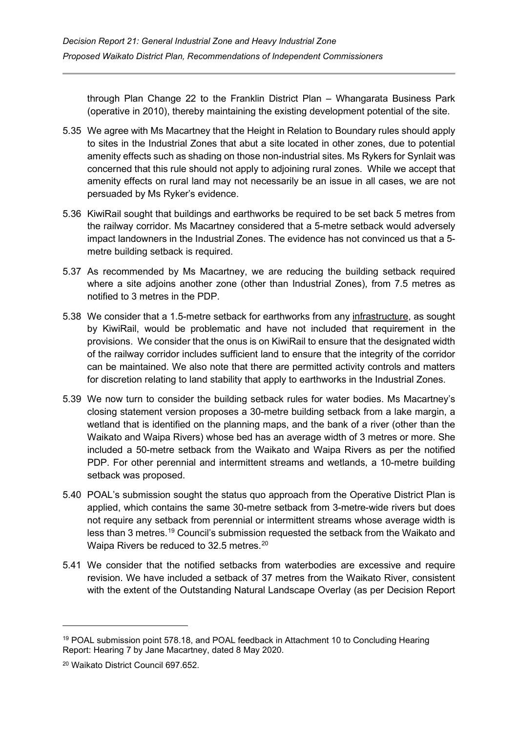through Plan Change 22 to the Franklin District Plan – Whangarata Business Park (operative in 2010), thereby maintaining the existing development potential of the site.

5.35 We agree with Ms Macartney that the Height in Relation to Boundary rules should apply to sites in the Industrial Zones that abut a site located in other zones, due to potential amenity effects such as shading on those non-industrial sites. Ms Rykers for Synlait was concerned that this rule should not apply to adjoining rural zones. While we accept that amenity effects on rural land may not necessarily be an issue in all cases, we are not persuaded by Ms Ryker's evidence.

5.36 KiwiRail sought that buildings and earthworks be required to be set back 5 metres from the railway corridor. Ms Macartney considered that a 5-metre setback would adversely impact landowners in the Industrial Zones. The evidence has not convinced us that a 5-metre building setback is required.

5.37 As recommended by Ms Macartney, we are reducing the building setback required where a site adjoins another zone (other than Industrial Zones), from 7.5 metres as notified to 3 metres in the PDP.

5.38 We consider that a 1.5-metre setback for earthworks from any <u>infrastructure</u>, as sought by KiwiRail, would be problematic and have not included that requirement in the provisions. We consider that the onus is on KiwiRail to ensure that the designated width of the railway corridor includes sufficient land to ensure that the integrity of the corridor can be maintained. We also note that there are permitted activity controls and matters for discretion relating to land stability that apply to earthworks in the Industrial Zones.

5.39 We now turn to consider the building setback rules for water bodies. Ms Macartney's closing statement version proposes a 30-metre building setback from a lake margin, a wetland that is identified on the planning maps, and the bank of a river (other than the Waikato and Waipa Rivers) whose bed has an average width of 3 metres or more. She included a 50-metre setback from the Waikato and Waipa Rivers as per the notified PDP. For other perennial and intermittent streams and wetlands, a 10-metre building setback was proposed.

5.40 POAL's submission sought the status quo approach from the Operative District Plan is applied, which contains the same 30-metre setback from 3-metre-wide rivers but does not require any setback from perennial or intermittent streams whose average width is less than 3 metres.[19] Council's submission requested the setback from the Waikato and Waipa Rivers be reduced to 32.5 metres.[20]

5.41 We consider that the notified setbacks from waterbodies are excessive and require revision. We have included a setback of 37 metres from the Waikato River, consistent with the extent of the Outstanding Natural Landscape Overlay (as per Decision Report

---

[19] POAL submission point 578.18, and POAL feedback in Attachment 10 to Concluding Hearing Report: Hearing 7 by Jane Macartney, dated 8 May 2020.

[20] Waikato District Council 697.652.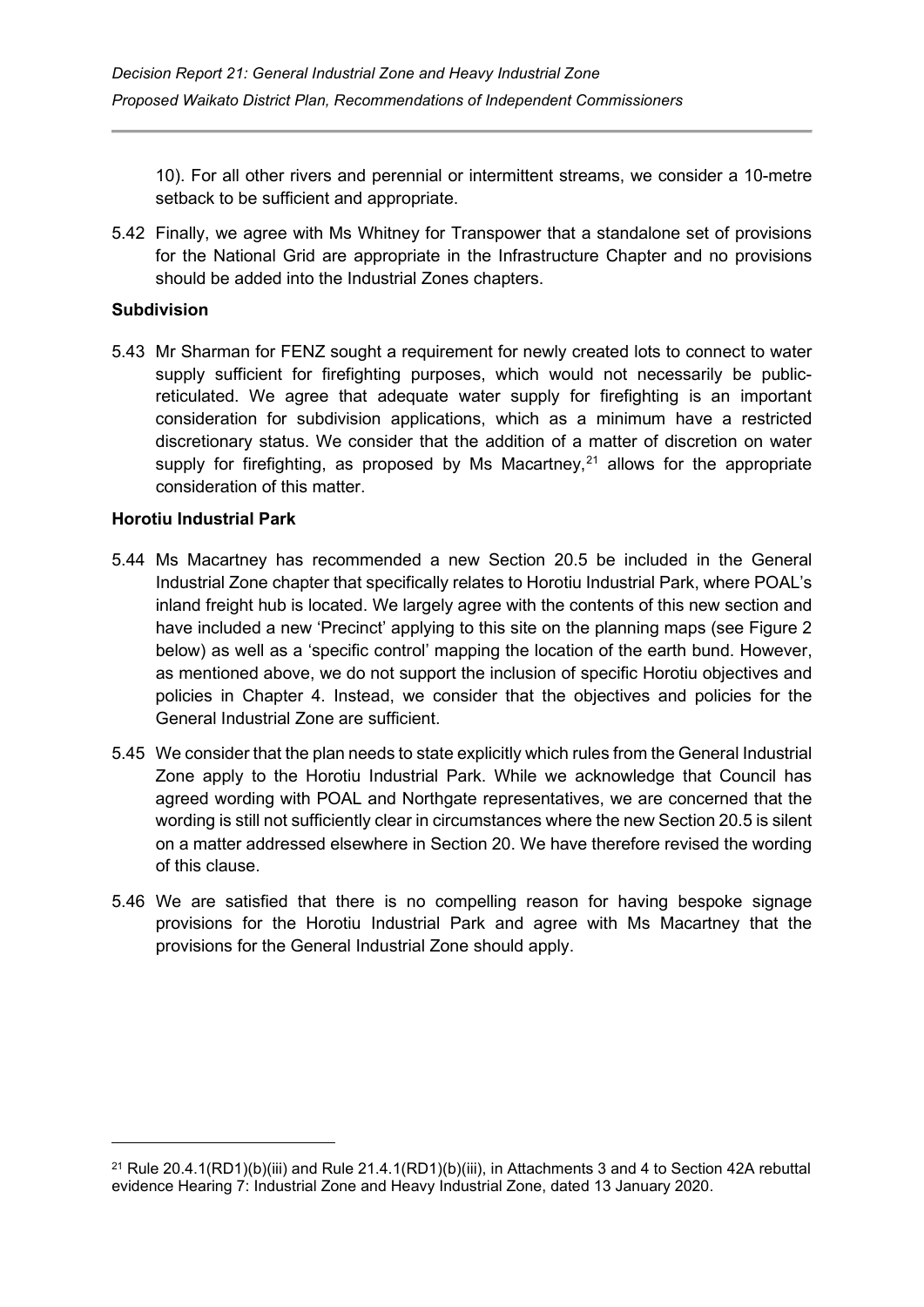10). For all other rivers and perennial or intermittent streams, we consider a 10-metre setback to be sufficient and appropriate.

5.42 Finally, we agree with Ms Whitney for Transpower that a standalone set of provisions for the National Grid are appropriate in the Infrastructure Chapter and no provisions should be added into the Industrial Zones chapters.

**Subdivision**

5.43 Mr Sharman for FENZ sought a requirement for newly created lots to connect to water supply sufficient for firefighting purposes, which would not necessarily be public-reticulated. We agree that adequate water supply for firefighting is an important consideration for subdivision applications, which as a minimum have a restricted discretionary status. We consider that the addition of a matter of discretion on water supply for firefighting, as proposed by Ms Macartney,[21] allows for the appropriate consideration of this matter.

**Horotiu Industrial Park**

5.44 Ms Macartney has recommended a new Section 20.5 be included in the General Industrial Zone chapter that specifically relates to Horotiu Industrial Park, where POAL's inland freight hub is located. We largely agree with the contents of this new section and have included a new 'Precinct' applying to this site on the planning maps (see Figure 2 below) as well as a 'specific control' mapping the location of the earth bund. However, as mentioned above, we do not support the inclusion of specific Horotiu objectives and policies in Chapter 4. Instead, we consider that the objectives and policies for the General Industrial Zone are sufficient.

5.45 We consider that the plan needs to state explicitly which rules from the General Industrial Zone apply to the Horotiu Industrial Park. While we acknowledge that Council has agreed wording with POAL and Northgate representatives, we are concerned that the wording is still not sufficiently clear in circumstances where the new Section 20.5 is silent on a matter addressed elsewhere in Section 20. We have therefore revised the wording of this clause.

5.46 We are satisfied that there is no compelling reason for having bespoke signage provisions for the Horotiu Industrial Park and agree with Ms Macartney that the provisions for the General Industrial Zone should apply.

---

[21] Rule 20.4.1(RD1)(b)(iii) and Rule 21.4.1(RD1)(b)(iii), in Attachments 3 and 4 to Section 42A rebuttal evidence Hearing 7: Industrial Zone and Heavy Industrial Zone, dated 13 January 2020.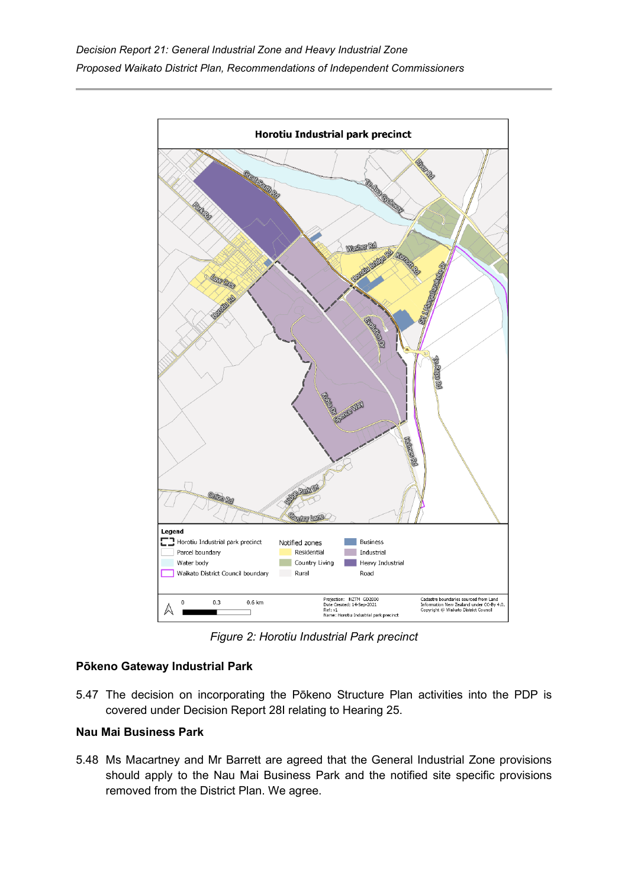Figure 2: Horotiu Industrial Park precinct

**Pōkeno Gateway Industrial Park**

5.47 The decision on incorporating the Pōkeno Structure Plan activities into the PDP is covered under Decision Report 28I relating to Hearing 25.

**Nau Mai Business Park**

5.48 Ms Macartney and Mr Barrett are agreed that the General Industrial Zone provisions should apply to the Nau Mai Business Park and the notified site specific provisions removed from the District Plan. We agree.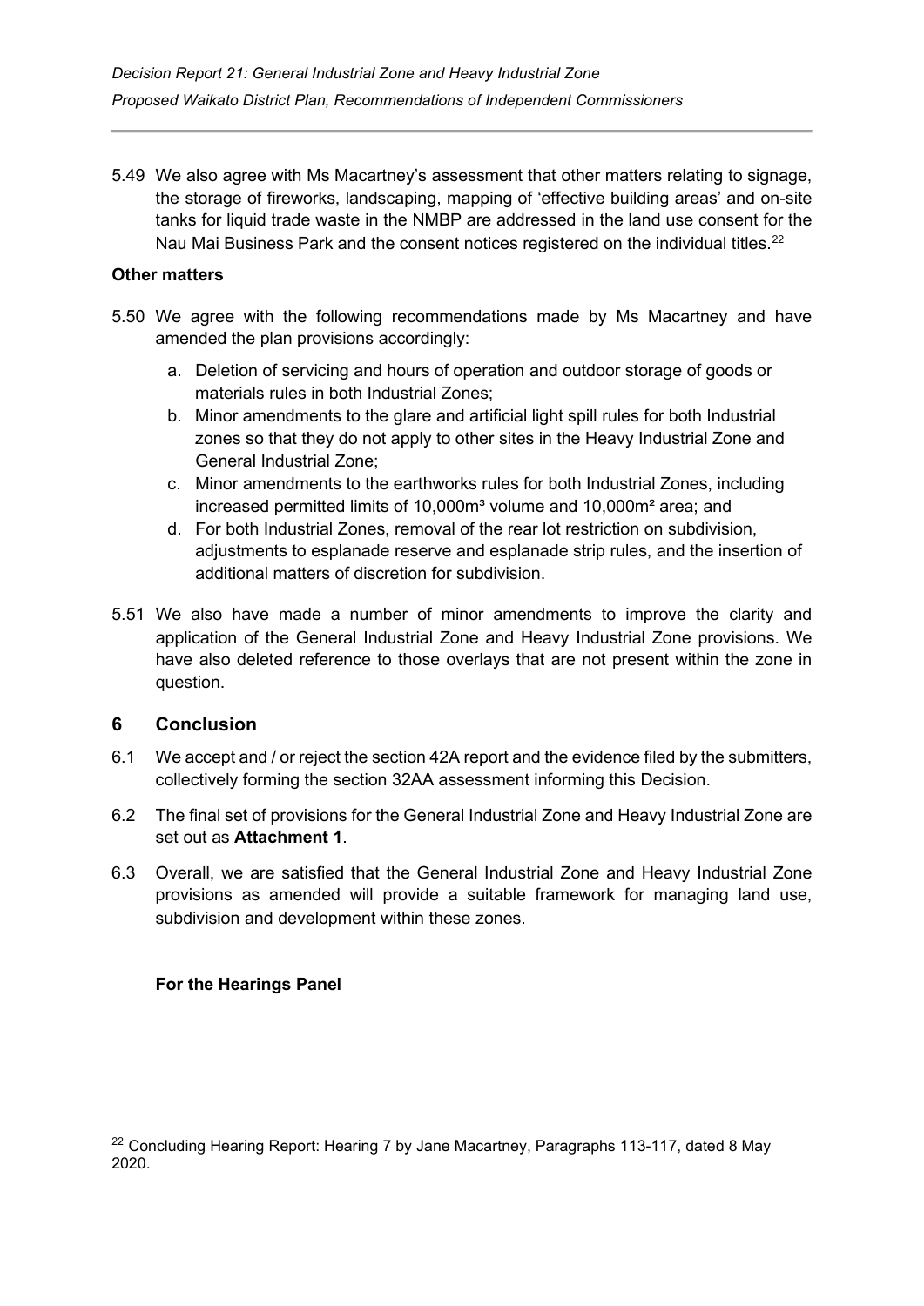5.49 We also agree with Ms Macartney's assessment that other matters relating to signage, the storage of fireworks, landscaping, mapping of 'effective building areas' and on-site tanks for liquid trade waste in the NMBP are addressed in the land use consent for the Nau Mai Business Park and the consent notices registered on the individual titles.[22]

**Other matters**

5.50 We agree with the following recommendations made by Ms Macartney and have amended the plan provisions accordingly:

a. Deletion of servicing and hours of operation and outdoor storage of goods or materials rules in both Industrial Zones;

b. Minor amendments to the glare and artificial light spill rules for both Industrial zones so that they do not apply to other sites in the Heavy Industrial Zone and General Industrial Zone;

c. Minor amendments to the earthworks rules for both Industrial Zones, including increased permitted limits of 10,000m³ volume and 10,000m² area; and

d. For both Industrial Zones, removal of the rear lot restriction on subdivision, adjustments to esplanade reserve and esplanade strip rules, and the insertion of additional matters of discretion for subdivision.

5.51 We also have made a number of minor amendments to improve the clarity and application of the General Industrial Zone and Heavy Industrial Zone provisions. We have also deleted reference to those overlays that are not present within the zone in question.

## 6 Conclusion

6.1 We accept and / or reject the section 42A report and the evidence filed by the submitters, collectively forming the section 32AA assessment informing this Decision.

6.2 The final set of provisions for the General Industrial Zone and Heavy Industrial Zone are set out as **Attachment 1**.

6.3 Overall, we are satisfied that the General Industrial Zone and Heavy Industrial Zone provisions as amended will provide a suitable framework for managing land use, subdivision and development within these zones.

**For the Hearings Panel**

[22] Concluding Hearing Report: Hearing 7 by Jane Macartney, Paragraphs 113-117, dated 8 May 2020.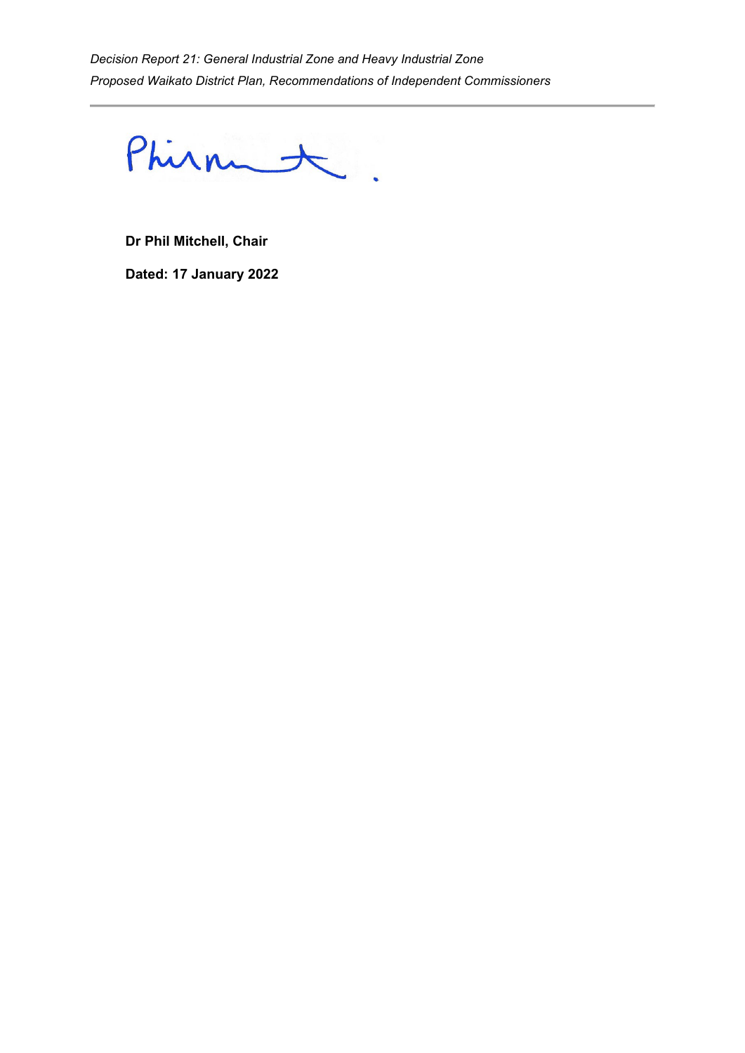**Dr Phil Mitchell, Chair**

**Dated: 17 January 2022**